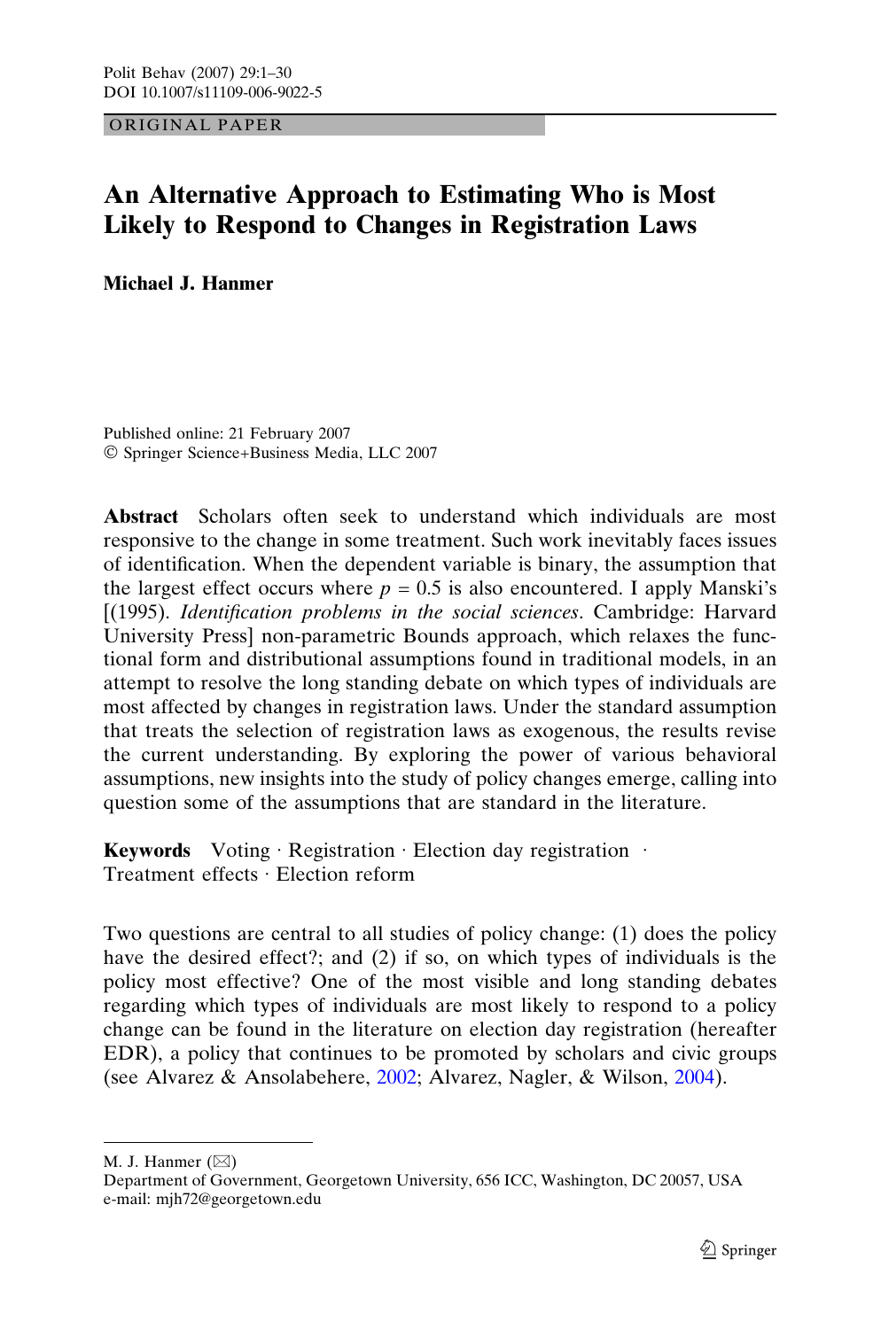ORIGINAL PAPER

# An Alternative Approach to Estimating Who is Most Likely to Respond to Changes in Registration Laws

**Michael J. Hanmer**

Published online: 21 February 2007
© Springer Science+Business Media, LLC 2007

**Abstract** Scholars often seek to understand which individuals are most responsive to the change in some treatment. Such work inevitably faces issues of identification. When the dependent variable is binary, the assumption that the largest effect occurs where $p = 0.5$ is also encountered. I apply Manski's [(1995). *Identification problems in the social sciences*. Cambridge: Harvard University Press] non-parametric Bounds approach, which relaxes the functional form and distributional assumptions found in traditional models, in an attempt to resolve the long standing debate on which types of individuals are most affected by changes in registration laws. Under the standard assumption that treats the selection of registration laws as exogenous, the results revise the current understanding. By exploring the power of various behavioral assumptions, new insights into the study of policy changes emerge, calling into question some of the assumptions that are standard in the literature.

**Keywords** Voting · Registration · Election day registration · Treatment effects · Election reform

Two questions are central to all studies of policy change: (1) does the policy have the desired effect?; and (2) if so, on which types of individuals is the policy most effective? One of the most visible and long standing debates regarding which types of individuals are most likely to respond to a policy change can be found in the literature on election day registration (hereafter EDR), a policy that continues to be promoted by scholars and civic groups (see Alvarez & Ansolabehere, 2002; Alvarez, Nagler, & Wilson, 2004).

M. J. Hanmer (✉)
Department of Government, Georgetown University, 656 ICC, Washington, DC 20057, USA
e-mail: mjh72@georgetown.edu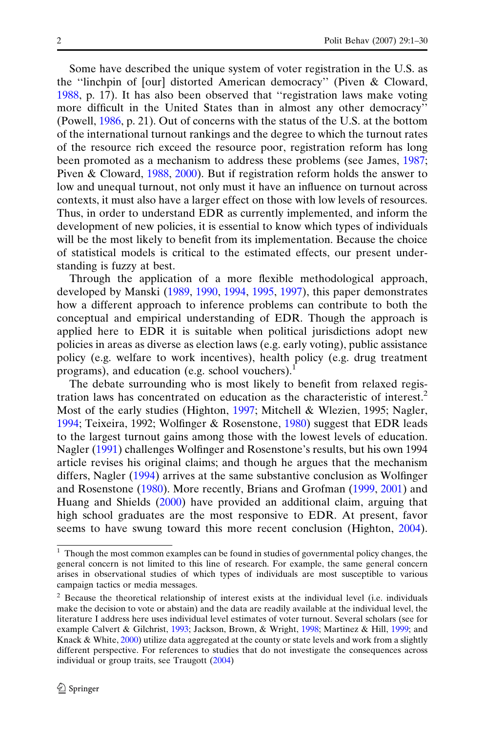Some have described the unique system of voter registration in the U.S. as the ''linchpin of [our] distorted American democracy'' (Piven & Cloward, 1988, p. 17). It has also been observed that ''registration laws make voting more difficult in the United States than in almost any other democracy'' (Powell, 1986, p. 21). Out of concerns with the status of the U.S. at the bottom of the international turnout rankings and the degree to which the turnout rates of the resource rich exceed the resource poor, registration reform has long been promoted as a mechanism to address these problems (see James, 1987; Piven & Cloward, 1988, 2000). But if registration reform holds the answer to low and unequal turnout, not only must it have an influence on turnout across contexts, it must also have a larger effect on those with low levels of resources. Thus, in order to understand EDR as currently implemented, and inform the development of new policies, it is essential to know which types of individuals will be the most likely to benefit from its implementation. Because the choice of statistical models is critical to the estimated effects, our present understanding is fuzzy at best.

Through the application of a more flexible methodological approach, developed by Manski (1989, 1990, 1994, 1995, 1997), this paper demonstrates how a different approach to inference problems can contribute to both the conceptual and empirical understanding of EDR. Though the approach is applied here to EDR it is suitable when political jurisdictions adopt new policies in areas as diverse as election laws (e.g. early voting), public assistance policy (e.g. welfare to work incentives), health policy (e.g. drug treatment programs), and education (e.g. school vouchers).[1]

The debate surrounding who is most likely to benefit from relaxed registration laws has concentrated on education as the characteristic of interest.[2] Most of the early studies (Highton, 1997; Mitchell & Wlezien, 1995; Nagler, 1994; Teixeira, 1992; Wolfinger & Rosenstone, 1980) suggest that EDR leads to the largest turnout gains among those with the lowest levels of education. Nagler (1991) challenges Wolfinger and Rosenstone's results, but his own 1994 article revises his original claims; and though he argues that the mechanism differs, Nagler (1994) arrives at the same substantive conclusion as Wolfinger and Rosenstone (1980). More recently, Brians and Grofman (1999, 2001) and Huang and Shields (2000) have provided an additional claim, arguing that high school graduates are the most responsive to EDR. At present, favor seems to have swung toward this more recent conclusion (Highton, 2004).

[1] Though the most common examples can be found in studies of governmental policy changes, the general concern is not limited to this line of research. For example, the same general concern arises in observational studies of which types of individuals are most susceptible to various campaign tactics or media messages.

[2] Because the theoretical relationship of interest exists at the individual level (i.e. individuals make the decision to vote or abstain) and the data are readily available at the individual level, the literature I address here uses individual level estimates of voter turnout. Several scholars (see for example Calvert & Gilchrist, 1993; Jackson, Brown, & Wright, 1998; Martinez & Hill, 1999; and Knack & White, 2000) utilize data aggregated at the county or state levels and work from a slightly different perspective. For references to studies that do not investigate the consequences across individual or group traits, see Traugott (2004)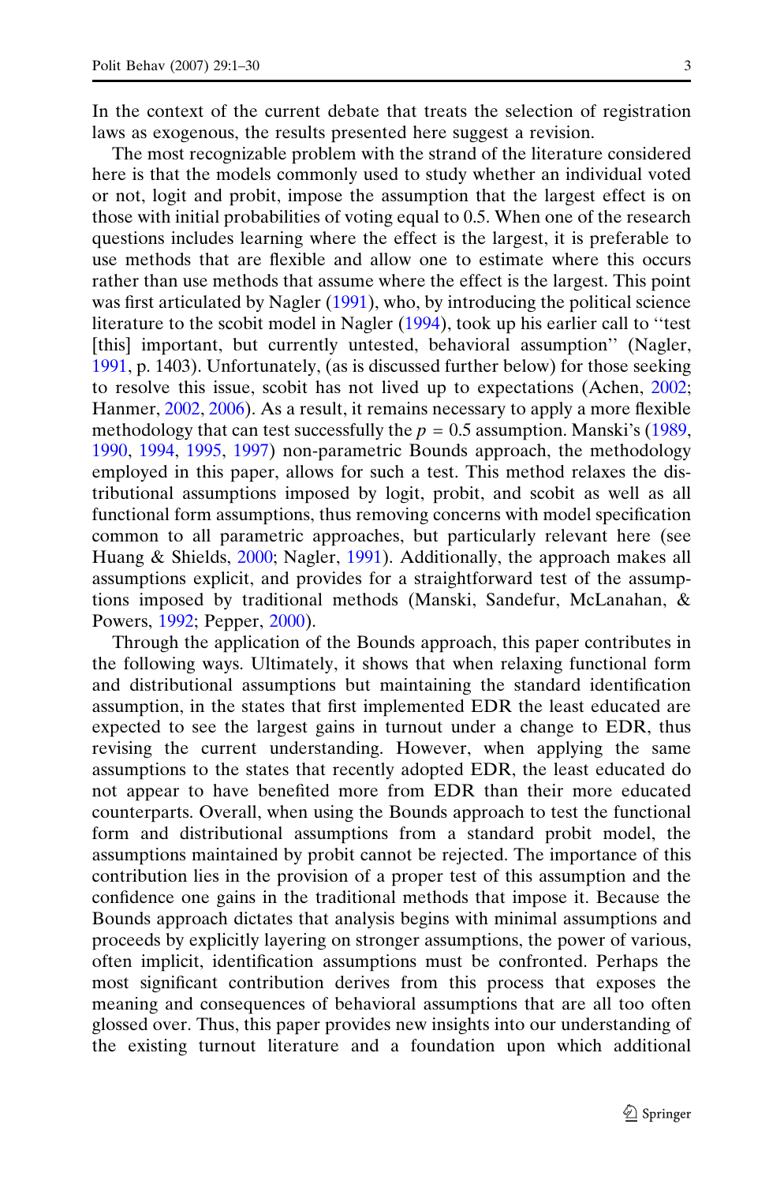In the context of the current debate that treats the selection of registration laws as exogenous, the results presented here suggest a revision.

The most recognizable problem with the strand of the literature considered here is that the models commonly used to study whether an individual voted or not, logit and probit, impose the assumption that the largest effect is on those with initial probabilities of voting equal to 0.5. When one of the research questions includes learning where the effect is the largest, it is preferable to use methods that are flexible and allow one to estimate where this occurs rather than use methods that assume where the effect is the largest. This point was first articulated by Nagler (1991), who, by introducing the political science literature to the scobit model in Nagler (1994), took up his earlier call to ''test [this] important, but currently untested, behavioral assumption'' (Nagler, 1991, p. 1403). Unfortunately, (as is discussed further below) for those seeking to resolve this issue, scobit has not lived up to expectations (Achen, 2002; Hanmer, 2002, 2006). As a result, it remains necessary to apply a more flexible methodology that can test successfully the $p = 0.5$ assumption. Manski's (1989, 1990, 1994, 1995, 1997) non-parametric Bounds approach, the methodology employed in this paper, allows for such a test. This method relaxes the distributional assumptions imposed by logit, probit, and scobit as well as all functional form assumptions, thus removing concerns with model specification common to all parametric approaches, but particularly relevant here (see Huang & Shields, 2000; Nagler, 1991). Additionally, the approach makes all assumptions explicit, and provides for a straightforward test of the assumptions imposed by traditional methods (Manski, Sandefur, McLanahan, & Powers, 1992; Pepper, 2000).

Through the application of the Bounds approach, this paper contributes in the following ways. Ultimately, it shows that when relaxing functional form and distributional assumptions but maintaining the standard identification assumption, in the states that first implemented EDR the least educated are expected to see the largest gains in turnout under a change to EDR, thus revising the current understanding. However, when applying the same assumptions to the states that recently adopted EDR, the least educated do not appear to have benefited more from EDR than their more educated counterparts. Overall, when using the Bounds approach to test the functional form and distributional assumptions from a standard probit model, the assumptions maintained by probit cannot be rejected. The importance of this contribution lies in the provision of a proper test of this assumption and the confidence one gains in the traditional methods that impose it. Because the Bounds approach dictates that analysis begins with minimal assumptions and proceeds by explicitly layering on stronger assumptions, the power of various, often implicit, identification assumptions must be confronted. Perhaps the most significant contribution derives from this process that exposes the meaning and consequences of behavioral assumptions that are all too often glossed over. Thus, this paper provides new insights into our understanding of the existing turnout literature and a foundation upon which additional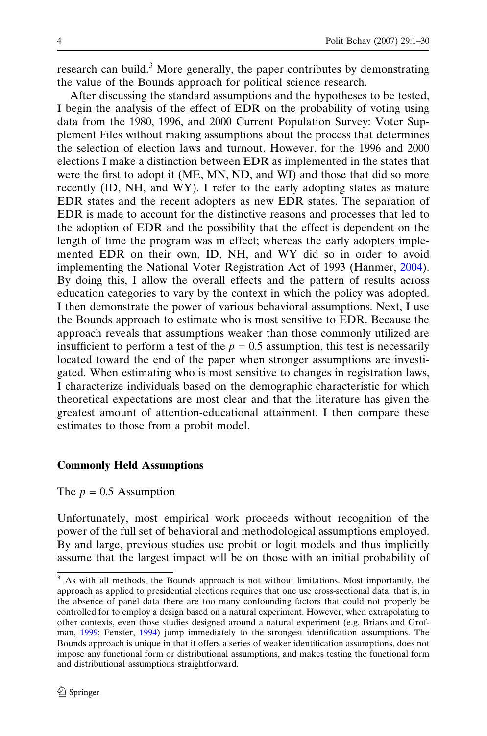research can build.[3] More generally, the paper contributes by demonstrating the value of the Bounds approach for political science research.

After discussing the standard assumptions and the hypotheses to be tested, I begin the analysis of the effect of EDR on the probability of voting using data from the 1980, 1996, and 2000 Current Population Survey: Voter Supplement Files without making assumptions about the process that determines the selection of election laws and turnout. However, for the 1996 and 2000 elections I make a distinction between EDR as implemented in the states that were the first to adopt it (ME, MN, ND, and WI) and those that did so more recently (ID, NH, and WY). I refer to the early adopting states as mature EDR states and the recent adopters as new EDR states. The separation of EDR is made to account for the distinctive reasons and processes that led to the adoption of EDR and the possibility that the effect is dependent on the length of time the program was in effect; whereas the early adopters implemented EDR on their own, ID, NH, and WY did so in order to avoid implementing the National Voter Registration Act of 1993 (Hanmer, 2004). By doing this, I allow the overall effects and the pattern of results across education categories to vary by the context in which the policy was adopted. I then demonstrate the power of various behavioral assumptions. Next, I use the Bounds approach to estimate who is most sensitive to EDR. Because the approach reveals that assumptions weaker than those commonly utilized are insufficient to perform a test of the $p = 0.5$ assumption, this test is necessarily located toward the end of the paper when stronger assumptions are investigated. When estimating who is most sensitive to changes in registration laws, I characterize individuals based on the demographic characteristic for which theoretical expectations are most clear and that the literature has given the greatest amount of attention-educational attainment. I then compare these estimates to those from a probit model.

## Commonly Held Assumptions

### The $p = 0.5$ Assumption

Unfortunately, most empirical work proceeds without recognition of the power of the full set of behavioral and methodological assumptions employed. By and large, previous studies use probit or logit models and thus implicitly assume that the largest impact will be on those with an initial probability of

[3] As with all methods, the Bounds approach is not without limitations. Most importantly, the approach as applied to presidential elections requires that one use cross-sectional data; that is, in the absence of panel data there are too many confounding factors that could not properly be controlled for to employ a design based on a natural experiment. However, when extrapolating to other contexts, even those studies designed around a natural experiment (e.g. Brians and Grofman, 1999; Fenster, 1994) jump immediately to the strongest identification assumptions. The Bounds approach is unique in that it offers a series of weaker identification assumptions, does not impose any functional form or distributional assumptions, and makes testing the functional form and distributional assumptions straightforward.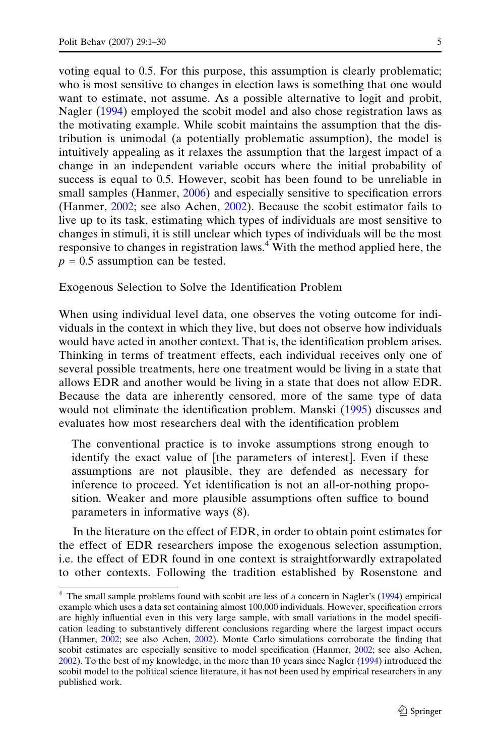voting equal to 0.5. For this purpose, this assumption is clearly problematic; who is most sensitive to changes in election laws is something that one would want to estimate, not assume. As a possible alternative to logit and probit, Nagler (1994) employed the scobit model and also chose registration laws as the motivating example. While scobit maintains the assumption that the distribution is unimodal (a potentially problematic assumption), the model is intuitively appealing as it relaxes the assumption that the largest impact of a change in an independent variable occurs where the initial probability of success is equal to 0.5. However, scobit has been found to be unreliable in small samples (Hanmer, 2006) and especially sensitive to specification errors (Hanmer, 2002; see also Achen, 2002). Because the scobit estimator fails to live up to its task, estimating which types of individuals are most sensitive to changes in stimuli, it is still unclear which types of individuals will be the most responsive to changes in registration laws.[4] With the method applied here, the $p = 0.5$ assumption can be tested.

## Exogenous Selection to Solve the Identification Problem

When using individual level data, one observes the voting outcome for individuals in the context in which they live, but does not observe how individuals would have acted in another context. That is, the identification problem arises. Thinking in terms of treatment effects, each individual receives only one of several possible treatments, here one treatment would be living in a state that allows EDR and another would be living in a state that does not allow EDR. Because the data are inherently censored, more of the same type of data would not eliminate the identification problem. Manski (1995) discusses and evaluates how most researchers deal with the identification problem

> The conventional practice is to invoke assumptions strong enough to identify the exact value of [the parameters of interest]. Even if these assumptions are not plausible, they are defended as necessary for inference to proceed. Yet identification is not an all-or-nothing proposition. Weaker and more plausible assumptions often suffice to bound parameters in informative ways (8).

In the literature on the effect of EDR, in order to obtain point estimates for the effect of EDR researchers impose the exogenous selection assumption, i.e. the effect of EDR found in one context is straightforwardly extrapolated to other contexts. Following the tradition established by Rosenstone and

[4] The small sample problems found with scobit are less of a concern in Nagler's (1994) empirical example which uses a data set containing almost 100,000 individuals. However, specification errors are highly influential even in this very large sample, with small variations in the model specification leading to substantively different conclusions regarding where the largest impact occurs (Hanmer, 2002; see also Achen, 2002). Monte Carlo simulations corroborate the finding that scobit estimates are especially sensitive to model specification (Hanmer, 2002; see also Achen, 2002). To the best of my knowledge, in the more than 10 years since Nagler (1994) introduced the scobit model to the political science literature, it has not been used by empirical researchers in any published work.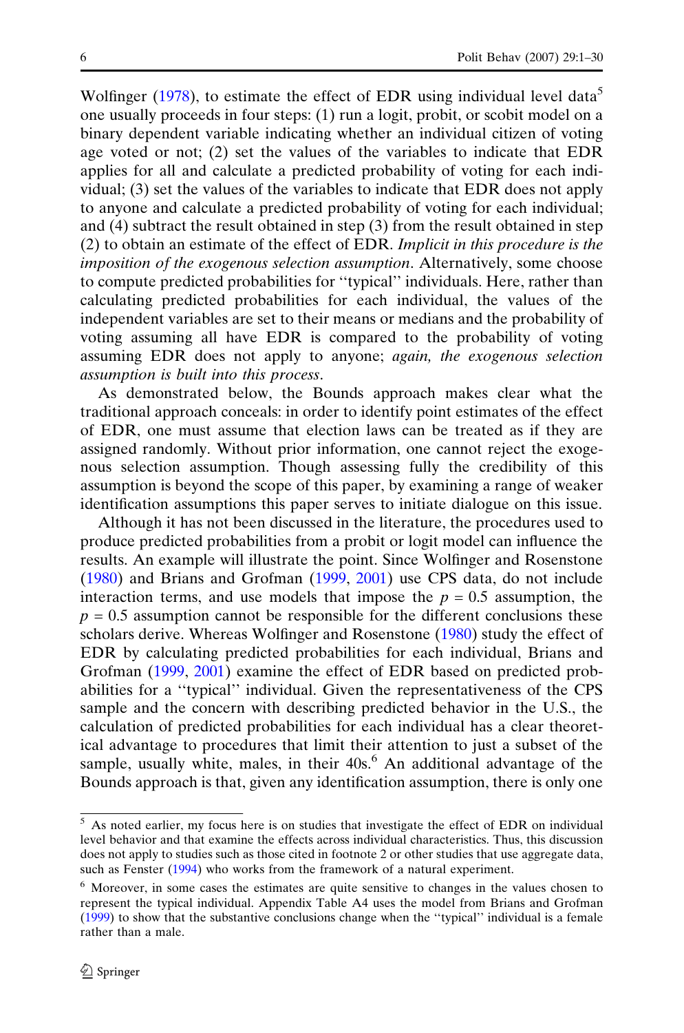Wolfinger (1978), to estimate the effect of EDR using individual level data[5] one usually proceeds in four steps: (1) run a logit, probit, or scobit model on a binary dependent variable indicating whether an individual citizen of voting age voted or not; (2) set the values of the variables to indicate that EDR applies for all and calculate a predicted probability of voting for each individual; (3) set the values of the variables to indicate that EDR does not apply to anyone and calculate a predicted probability of voting for each individual; and (4) subtract the result obtained in step (3) from the result obtained in step (2) to obtain an estimate of the effect of EDR. *Implicit in this procedure is the imposition of the exogenous selection assumption*. Alternatively, some choose to compute predicted probabilities for ''typical'' individuals. Here, rather than calculating predicted probabilities for each individual, the values of the independent variables are set to their means or medians and the probability of voting assuming all have EDR is compared to the probability of voting assuming EDR does not apply to anyone; *again, the exogenous selection assumption is built into this process*.

As demonstrated below, the Bounds approach makes clear what the traditional approach conceals: in order to identify point estimates of the effect of EDR, one must assume that election laws can be treated as if they are assigned randomly. Without prior information, one cannot reject the exogenous selection assumption. Though assessing fully the credibility of this assumption is beyond the scope of this paper, by examining a range of weaker identification assumptions this paper serves to initiate dialogue on this issue.

Although it has not been discussed in the literature, the procedures used to produce predicted probabilities from a probit or logit model can influence the results. An example will illustrate the point. Since Wolfinger and Rosenstone (1980) and Brians and Grofman (1999, 2001) use CPS data, do not include interaction terms, and use models that impose the $p = 0.5$ assumption, the $p = 0.5$ assumption cannot be responsible for the different conclusions these scholars derive. Whereas Wolfinger and Rosenstone (1980) study the effect of EDR by calculating predicted probabilities for each individual, Brians and Grofman (1999, 2001) examine the effect of EDR based on predicted probabilities for a ''typical'' individual. Given the representativeness of the CPS sample and the concern with describing predicted behavior in the U.S., the calculation of predicted probabilities for each individual has a clear theoretical advantage to procedures that limit their attention to just a subset of the sample, usually white, males, in their 40s.[6] An additional advantage of the Bounds approach is that, given any identification assumption, there is only one

---

[5] As noted earlier, my focus here is on studies that investigate the effect of EDR on individual level behavior and that examine the effects across individual characteristics. Thus, this discussion does not apply to studies such as those cited in footnote 2 or other studies that use aggregate data, such as Fenster (1994) who works from the framework of a natural experiment.

[6] Moreover, in some cases the estimates are quite sensitive to changes in the values chosen to represent the typical individual. Appendix Table A4 uses the model from Brians and Grofman (1999) to show that the substantive conclusions change when the ''typical'' individual is a female rather than a male.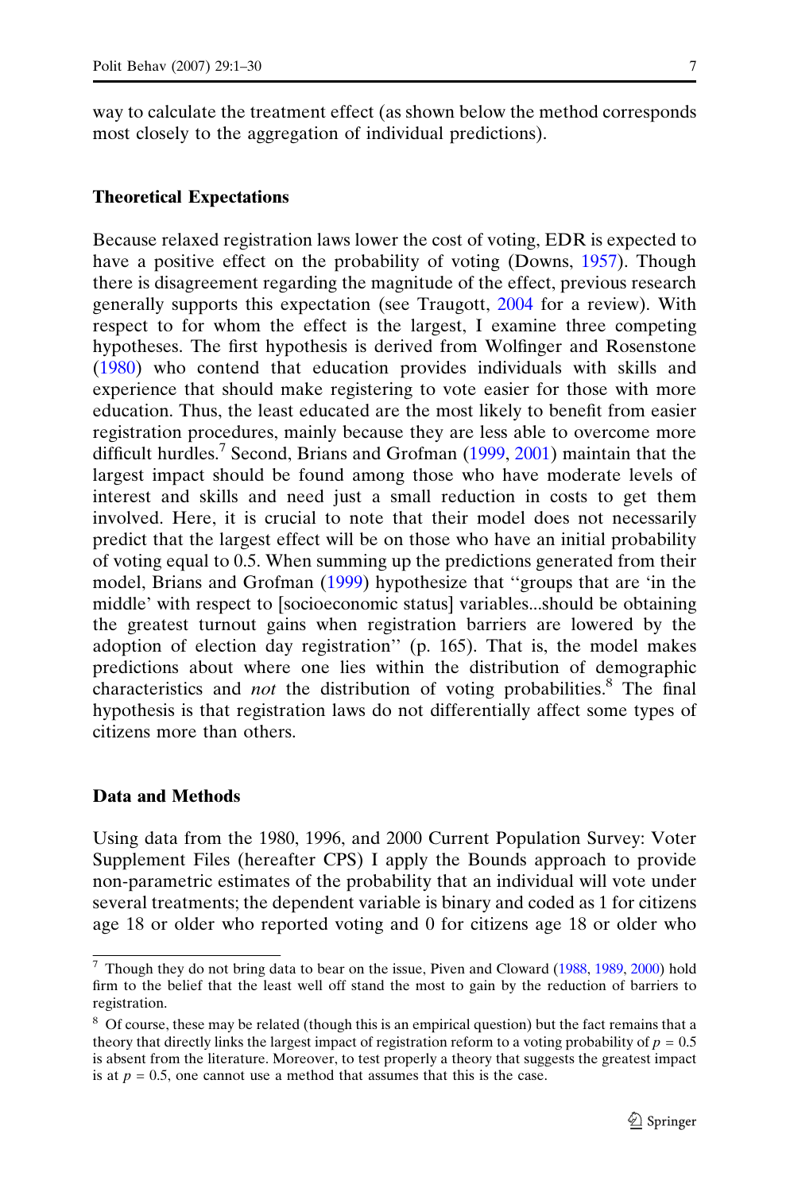way to calculate the treatment effect (as shown below the method corresponds most closely to the aggregation of individual predictions).

## Theoretical Expectations

Because relaxed registration laws lower the cost of voting, EDR is expected to have a positive effect on the probability of voting (Downs, 1957). Though there is disagreement regarding the magnitude of the effect, previous research generally supports this expectation (see Traugott, 2004 for a review). With respect to for whom the effect is the largest, I examine three competing hypotheses. The first hypothesis is derived from Wolfinger and Rosenstone (1980) who contend that education provides individuals with skills and experience that should make registering to vote easier for those with more education. Thus, the least educated are the most likely to benefit from easier registration procedures, mainly because they are less able to overcome more difficult hurdles.[7] Second, Brians and Grofman (1999, 2001) maintain that the largest impact should be found among those who have moderate levels of interest and skills and need just a small reduction in costs to get them involved. Here, it is crucial to note that their model does not necessarily predict that the largest effect will be on those who have an initial probability of voting equal to 0.5. When summing up the predictions generated from their model, Brians and Grofman (1999) hypothesize that ''groups that are 'in the middle' with respect to [socioeconomic status] variables...should be obtaining the greatest turnout gains when registration barriers are lowered by the adoption of election day registration'' (p. 165). That is, the model makes predictions about where one lies within the distribution of demographic characteristics and *not* the distribution of voting probabilities.[8] The final hypothesis is that registration laws do not differentially affect some types of citizens more than others.

## Data and Methods

Using data from the 1980, 1996, and 2000 Current Population Survey: Voter Supplement Files (hereafter CPS) I apply the Bounds approach to provide non-parametric estimates of the probability that an individual will vote under several treatments; the dependent variable is binary and coded as 1 for citizens age 18 or older who reported voting and 0 for citizens age 18 or older who

---

[7] Though they do not bring data to bear on the issue, Piven and Cloward (1988, 1989, 2000) hold firm to the belief that the least well off stand the most to gain by the reduction of barriers to registration.

[8] Of course, these may be related (though this is an empirical question) but the fact remains that a theory that directly links the largest impact of registration reform to a voting probability of $p = 0.5$ is absent from the literature. Moreover, to test properly a theory that suggests the greatest impact is at $p = 0.5$, one cannot use a method that assumes that this is the case.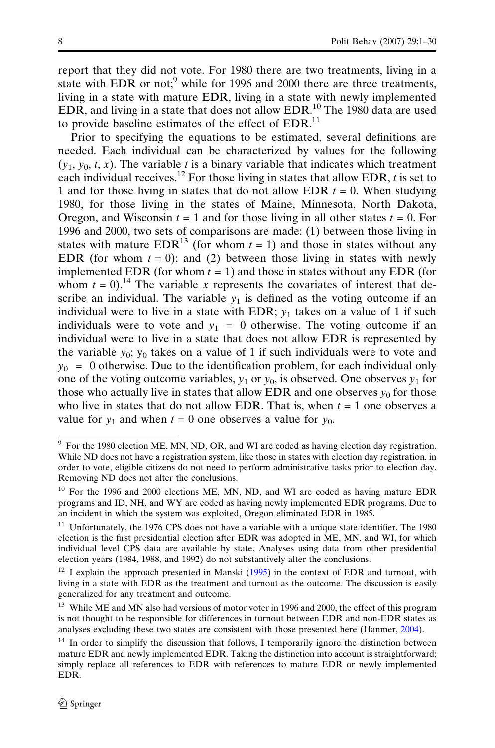report that they did not vote. For 1980 there are two treatments, living in a state with EDR or not;[9] while for 1996 and 2000 there are three treatments, living in a state with mature EDR, living in a state with newly implemented EDR, and living in a state that does not allow EDR.[10] The 1980 data are used to provide baseline estimates of the effect of EDR.[11]

Prior to specifying the equations to be estimated, several definitions are needed. Each individual can be characterized by values for the following $(y_1, y_0, t, x)$. The variable $t$ is a binary variable that indicates which treatment each individual receives.[12] For those living in states that allow EDR, $t$ is set to 1 and for those living in states that do not allow EDR $t = 0$. When studying 1980, for those living in the states of Maine, Minnesota, North Dakota, Oregon, and Wisconsin $t = 1$ and for those living in all other states $t = 0$. For 1996 and 2000, two sets of comparisons are made: (1) between those living in states with mature EDR[13] (for whom $t = 1$) and those in states without any EDR (for whom $t = 0$); and (2) between those living in states with newly implemented EDR (for whom $t = 1$) and those in states without any EDR (for whom $t = 0$).[14] The variable $x$ represents the covariates of interest that describe an individual. The variable $y_1$ is defined as the voting outcome if an individual were to live in a state with EDR; $y_1$ takes on a value of 1 if such individuals were to vote and $y_1 = 0$ otherwise. The voting outcome if an individual were to live in a state that does not allow EDR is represented by the variable $y_0$; $y_0$ takes on a value of 1 if such individuals were to vote and $y_0 = 0$ otherwise. Due to the identification problem, for each individual only one of the voting outcome variables, $y_1$ or $y_0$, is observed. One observes $y_1$ for those who actually live in states that allow EDR and one observes $y_0$ for those who live in states that do not allow EDR. That is, when $t = 1$ one observes a value for $y_1$ and when $t = 0$ one observes a value for $y_0$.

---

[9] For the 1980 election ME, MN, ND, OR, and WI are coded as having election day registration. While ND does not have a registration system, like those in states with election day registration, in order to vote, eligible citizens do not need to perform administrative tasks prior to election day. Removing ND does not alter the conclusions.

[10] For the 1996 and 2000 elections ME, MN, ND, and WI are coded as having mature EDR programs and ID, NH, and WY are coded as having newly implemented EDR programs. Due to an incident in which the system was exploited, Oregon eliminated EDR in 1985.

[11] Unfortunately, the 1976 CPS does not have a variable with a unique state identifier. The 1980 election is the first presidential election after EDR was adopted in ME, MN, and WI, for which individual level CPS data are available by state. Analyses using data from other presidential election years (1984, 1988, and 1992) do not substantively alter the conclusions.

[12] I explain the approach presented in Manski (1995) in the context of EDR and turnout, with living in a state with EDR as the treatment and turnout as the outcome. The discussion is easily generalized for any treatment and outcome.

[13] While ME and MN also had versions of motor voter in 1996 and 2000, the effect of this program is not thought to be responsible for differences in turnout between EDR and non-EDR states as analyses excluding these two states are consistent with those presented here (Hanmer, 2004).

[14] In order to simplify the discussion that follows, I temporarily ignore the distinction between mature EDR and newly implemented EDR. Taking the distinction into account is straightforward; simply replace all references to EDR with references to mature EDR or newly implemented EDR.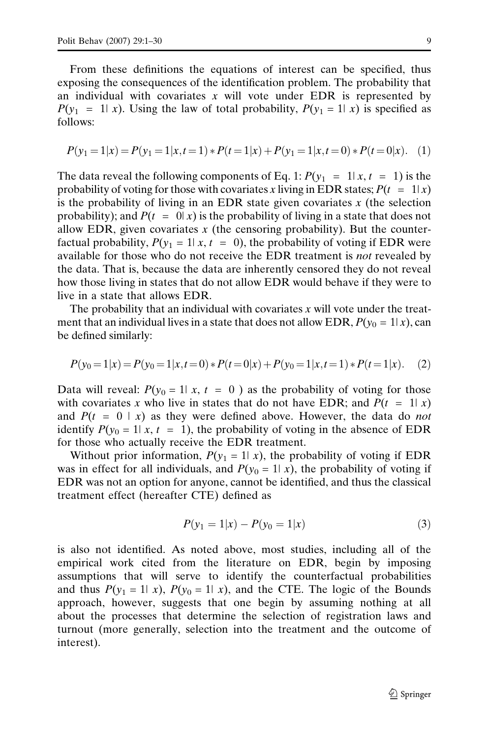From these definitions the equations of interest can be specified, thus exposing the consequences of the identification problem. The probability that an individual with covariates $x$ will vote under EDR is represented by $P(y_1 = 1|x)$. Using the law of total probability, $P(y_1 = 1|x)$ is specified as follows:

$$P(y_1 = 1|x) = P(y_1 = 1|x, t = 1) * P(t = 1|x) + P(y_1 = 1|x, t = 0) * P(t = 0|x). \quad (1)$$

The data reveal the following components of Eq. 1: $P(y_1 = 1|x, t = 1)$ is the probability of voting for those with covariates $x$ living in EDR states; $P(t = 1|x)$ is the probability of living in an EDR state given covariates $x$ (the selection probability); and $P(t = 0|x)$ is the probability of living in a state that does not allow EDR, given covariates $x$ (the censoring probability). But the counterfactual probability, $P(y_1 = 1|x, t = 0)$, the probability of voting if EDR were available for those who do not receive the EDR treatment is *not* revealed by the data. That is, because the data are inherently censored they do not reveal how those living in states that do not allow EDR would behave if they were to live in a state that allows EDR.

The probability that an individual with covariates $x$ will vote under the treatment that an individual lives in a state that does not allow EDR, $P(y_0 = 1|x)$, can be defined similarly:

$$P(y_0 = 1|x) = P(y_0 = 1|x, t = 0) * P(t = 0|x) + P(y_0 = 1|x, t = 1) * P(t = 1|x). \quad (2)$$

Data will reveal: $P(y_0 = 1|x, t = 0)$ as the probability of voting for those with covariates $x$ who live in states that do not have EDR; and $P(t = 1|x)$ and $P(t = 0 | x)$ as they were defined above. However, the data do *not* identify $P(y_0 = 1|x, t = 1)$, the probability of voting in the absence of EDR for those who actually receive the EDR treatment.

Without prior information, $P(y_1 = 1|x)$, the probability of voting if EDR was in effect for all individuals, and $P(y_0 = 1|x)$, the probability of voting if EDR was not an option for anyone, cannot be identified, and thus the classical treatment effect (hereafter CTE) defined as

$$P(y_1 = 1|x) - P(y_0 = 1|x) \quad (3)$$

is also not identified. As noted above, most studies, including all of the empirical work cited from the literature on EDR, begin by imposing assumptions that will serve to identify the counterfactual probabilities and thus $P(y_1 = 1|x)$, $P(y_0 = 1|x)$, and the CTE. The logic of the Bounds approach, however, suggests that one begin by assuming nothing at all about the processes that determine the selection of registration laws and turnout (more generally, selection into the treatment and the outcome of interest).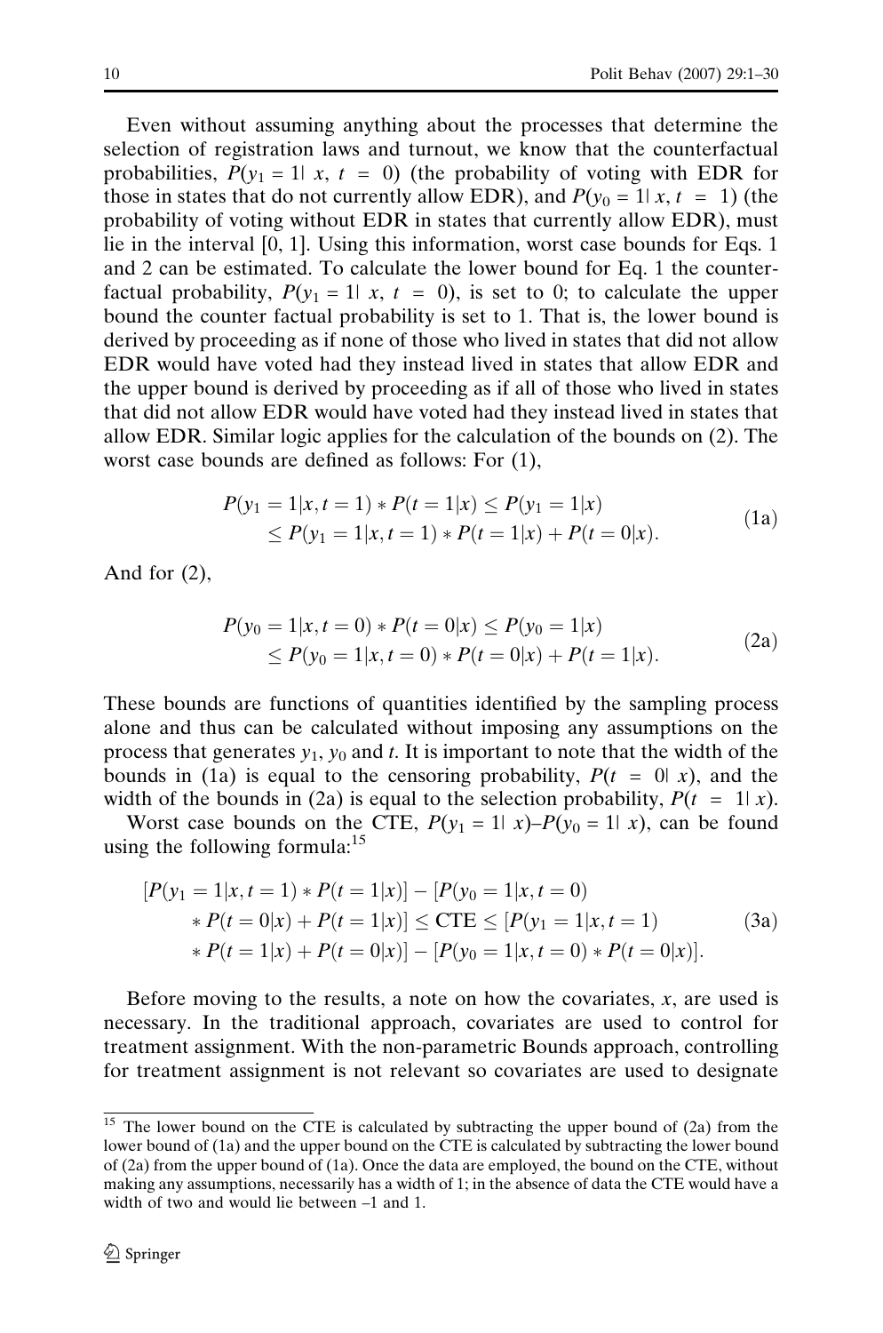Even without assuming anything about the processes that determine the selection of registration laws and turnout, we know that the counterfactual probabilities, $P(y_1 = 1| x, t = 0)$ (the probability of voting with EDR for those in states that do not currently allow EDR), and $P(y_0 = 1| x, t = 1)$ (the probability of voting without EDR in states that currently allow EDR), must lie in the interval [0, 1]. Using this information, worst case bounds for Eqs. 1 and 2 can be estimated. To calculate the lower bound for Eq. 1 the counterfactual probability, $P(y_1 = 1| x, t = 0)$, is set to 0; to calculate the upper bound the counter factual probability is set to 1. That is, the lower bound is derived by proceeding as if none of those who lived in states that did not allow EDR would have voted had they instead lived in states that allow EDR and the upper bound is derived by proceeding as if all of those who lived in states that did not allow EDR would have voted had they instead lived in states that allow EDR. Similar logic applies for the calculation of the bounds on (2). The worst case bounds are defined as follows: For (1),

$$
\begin{aligned}
P(y_1 = 1|x, t = 1) * P(t = 1|x) &\leq P(y_1 = 1|x) \\
&\leq P(y_1 = 1|x, t = 1) * P(t = 1|x) + P(t = 0|x).
\end{aligned} \tag{1a}
$$

And for (2),

$$
\begin{aligned}
P(y_0 = 1|x, t = 0) * P(t = 0|x) &\leq P(y_0 = 1|x) \\
&\leq P(y_0 = 1|x, t = 0) * P(t = 0|x) + P(t = 1|x).
\end{aligned} \tag{2a}
$$

These bounds are functions of quantities identified by the sampling process alone and thus can be calculated without imposing any assumptions on the process that generates $y_1$, $y_0$ and $t$. It is important to note that the width of the bounds in (1a) is equal to the censoring probability, $P(t = 0| x)$, and the width of the bounds in (2a) is equal to the selection probability, $P(t = 1| x)$.

Worst case bounds on the CTE, $P(y_1 = 1| x) – P(y_0 = 1| x)$, can be found using the following formula:[15]

$$
\begin{aligned}
&[P(y_1 = 1|x, t = 1) * P(t = 1|x)] - [P(y_0 = 1|x, t = 0) \\
&\quad * P(t = 0|x) + P(t = 1|x)] \leq \text{CTE} \leq [P(y_1 = 1|x, t = 1) \\
&\quad * P(t = 1|x) + P(t = 0|x)] - [P(y_0 = 1|x, t = 0) * P(t = 0|x)].
\end{aligned} \tag{3a}
$$

Before moving to the results, a note on how the covariates, $x$, are used is necessary. In the traditional approach, covariates are used to control for treatment assignment. With the non-parametric Bounds approach, controlling for treatment assignment is not relevant so covariates are used to designate

[15] The lower bound on the CTE is calculated by subtracting the upper bound of (2a) from the lower bound of (1a) and the upper bound on the CTE is calculated by subtracting the lower bound of (2a) from the upper bound of (1a). Once the data are employed, the bound on the CTE, without making any assumptions, necessarily has a width of 1; in the absence of data the CTE would have a width of two and would lie between –1 and 1.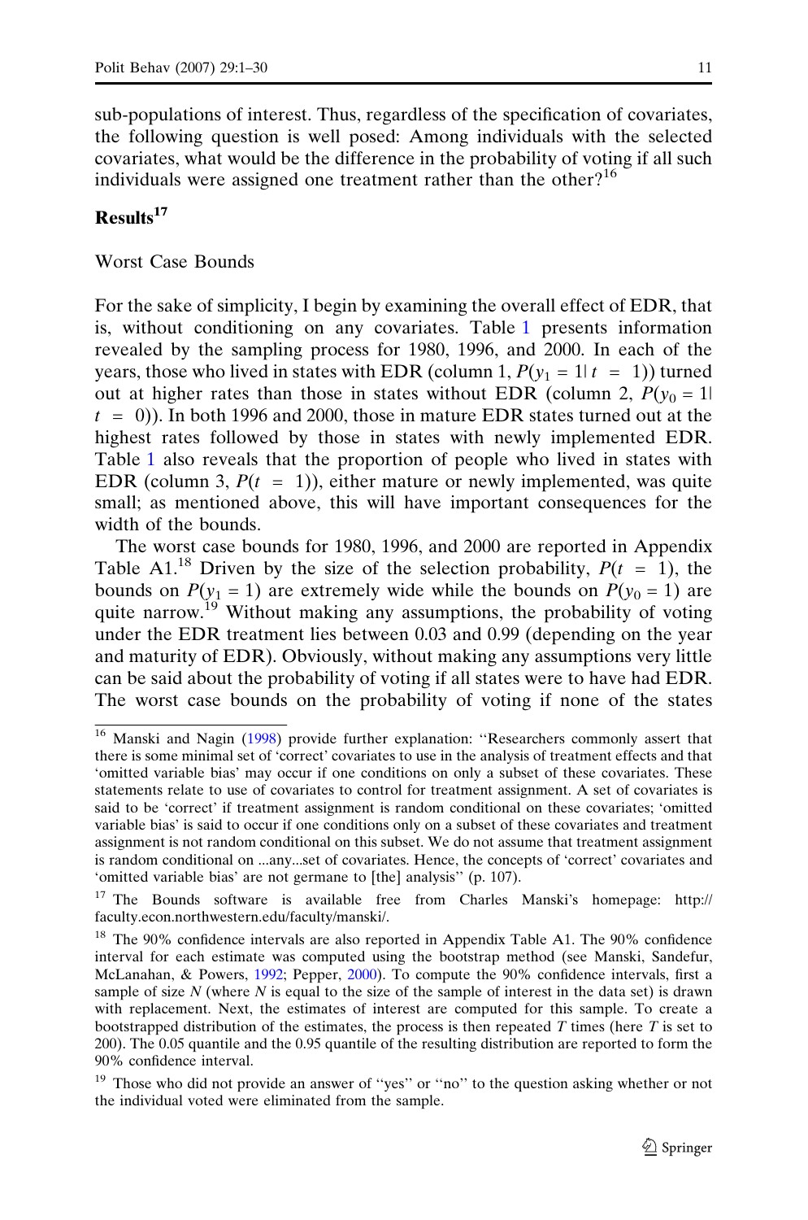sub-populations of interest. Thus, regardless of the specification of covariates, the following question is well posed: Among individuals with the selected covariates, what would be the difference in the probability of voting if all such individuals were assigned one treatment rather than the other?[16]

## Results[17]

### Worst Case Bounds

For the sake of simplicity, I begin by examining the overall effect of EDR, that is, without conditioning on any covariates. Table 1 presents information revealed by the sampling process for 1980, 1996, and 2000. In each of the years, those who lived in states with EDR (column 1, $P(y_1 = 1| t = 1)$) turned out at higher rates than those in states without EDR (column 2, $P(y_0 = 1| t = 0)$). In both 1996 and 2000, those in mature EDR states turned out at the highest rates followed by those in states with newly implemented EDR. Table 1 also reveals that the proportion of people who lived in states with EDR (column 3, $P(t = 1)$), either mature or newly implemented, was quite small; as mentioned above, this will have important consequences for the width of the bounds.

The worst case bounds for 1980, 1996, and 2000 are reported in Appendix Table A1.[18] Driven by the size of the selection probability, $P(t = 1)$, the bounds on $P(y_1 = 1)$ are extremely wide while the bounds on $P(y_0 = 1)$ are quite narrow.[19] Without making any assumptions, the probability of voting under the EDR treatment lies between 0.03 and 0.99 (depending on the year and maturity of EDR). Obviously, without making any assumptions very little can be said about the probability of voting if all states were to have had EDR. The worst case bounds on the probability of voting if none of the states

---

[16] Manski and Nagin (1998) provide further explanation: ''Researchers commonly assert that there is some minimal set of 'correct' covariates to use in the analysis of treatment effects and that 'omitted variable bias' may occur if one conditions on only a subset of these covariates. These statements relate to use of covariates to control for treatment assignment. A set of covariates is said to be 'correct' if treatment assignment is random conditional on these covariates; 'omitted variable bias' is said to occur if one conditions only on a subset of these covariates and treatment assignment is not random conditional on this subset. We do not assume that treatment assignment is random conditional on ...any...set of covariates. Hence, the concepts of 'correct' covariates and 'omitted variable bias' are not germane to [the] analysis'' (p. 107).

[17] The Bounds software is available free from Charles Manski's homepage: http://faculty.econ.northwestern.edu/faculty/manski/.

[18] The 90% confidence intervals are also reported in Appendix Table A1. The 90% confidence interval for each estimate was computed using the bootstrap method (see Manski, Sandefur, McLanahan, & Powers, 1992; Pepper, 2000). To compute the 90% confidence intervals, first a sample of size $N$ (where $N$ is equal to the size of the sample of interest in the data set) is drawn with replacement. Next, the estimates of interest are computed for this sample. To create a bootstrapped distribution of the estimates, the process is then repeated $T$ times (here $T$ is set to 200). The 0.05 quantile and the 0.95 quantile of the resulting distribution are reported to form the 90% confidence interval.

[19] Those who did not provide an answer of ''yes'' or ''no'' to the question asking whether or not the individual voted were eliminated from the sample.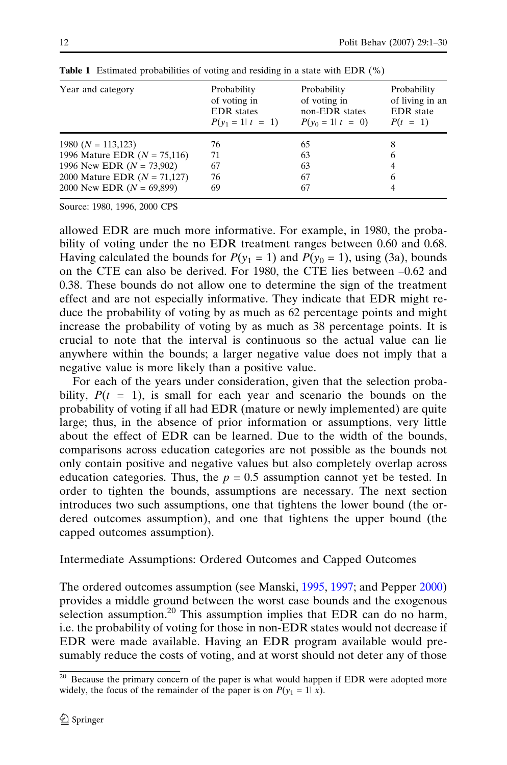**Table 1** Estimated probabilities of voting and residing in a state with EDR (%)

| Year and category | Probability of voting in EDR states $P(y_1 = 1 \mid t = 1)$ | Probability of voting in non-EDR states $P(y_0 = 1 \mid t = 0)$ | Probability of living in an EDR state $P(t = 1)$ |
|---|---|---|---|
| 1980 ($N$ = 113,123) | 76 | 65 | 8 |
| 1996 Mature EDR ($N$ = 75,116) | 71 | 63 | 6 |
| 1996 New EDR ($N$ = 73,902) | 67 | 63 | 4 |
| 2000 Mature EDR ($N$ = 71,127) | 76 | 67 | 6 |
| 2000 New EDR ($N$ = 69,899) | 69 | 67 | 4 |

Source: 1980, 1996, 2000 CPS

allowed EDR are much more informative. For example, in 1980, the probability of voting under the no EDR treatment ranges between 0.60 and 0.68. Having calculated the bounds for $P(y_1 = 1)$ and $P(y_0 = 1)$, using (3a), bounds on the CTE can also be derived. For 1980, the CTE lies between –0.62 and 0.38. These bounds do not allow one to determine the sign of the treatment effect and are not especially informative. They indicate that EDR might reduce the probability of voting by as much as 62 percentage points and might increase the probability of voting by as much as 38 percentage points. It is crucial to note that the interval is continuous so the actual value can lie anywhere within the bounds; a larger negative value does not imply that a negative value is more likely than a positive value.

For each of the years under consideration, given that the selection probability, $P(t = 1)$, is small for each year and scenario the bounds on the probability of voting if all had EDR (mature or newly implemented) are quite large; thus, in the absence of prior information or assumptions, very little about the effect of EDR can be learned. Due to the width of the bounds, comparisons across education categories are not possible as the bounds not only contain positive and negative values but also completely overlap across education categories. Thus, the $p = 0.5$ assumption cannot yet be tested. In order to tighten the bounds, assumptions are necessary. The next section introduces two such assumptions, one that tightens the lower bound (the ordered outcomes assumption), and one that tightens the upper bound (the capped outcomes assumption).

## Intermediate Assumptions: Ordered Outcomes and Capped Outcomes

The ordered outcomes assumption (see Manski, 1995, 1997; and Pepper 2000) provides a middle ground between the worst case bounds and the exogenous selection assumption.[20] This assumption implies that EDR can do no harm, i.e. the probability of voting for those in non-EDR states would not decrease if EDR were made available. Having an EDR program available would presumably reduce the costs of voting, and at worst should not deter any of those

[20] Because the primary concern of the paper is what would happen if EDR were adopted more widely, the focus of the remainder of the paper is on $P(y_1 = 1 \mid x)$.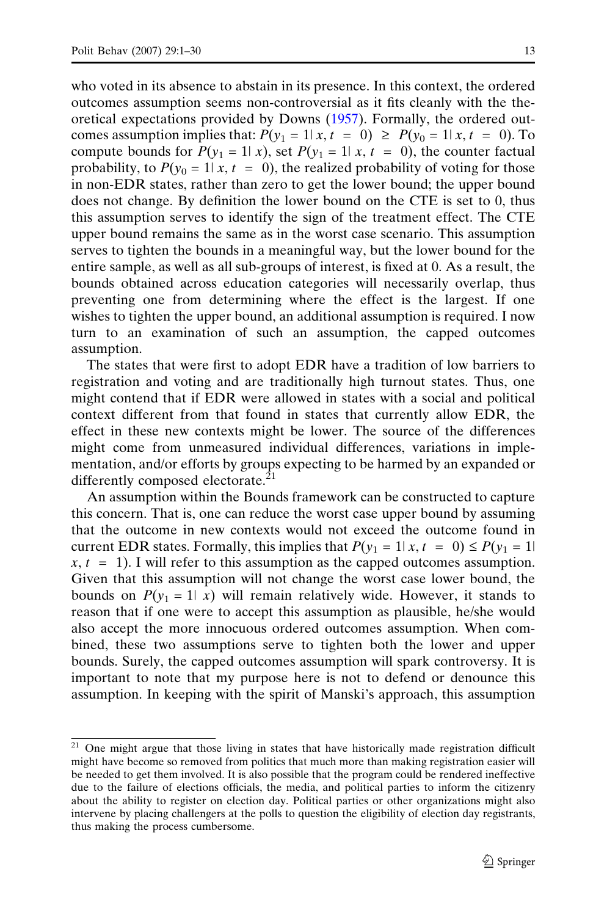who voted in its absence to abstain in its presence. In this context, the ordered outcomes assumption seems non-controversial as it fits cleanly with the theoretical expectations provided by Downs (1957). Formally, the ordered outcomes assumption implies that: $P(y_1 = 1 | x, t = 0) \geq P(y_0 = 1 | x, t = 0)$. To compute bounds for $P(y_1 = 1 | x)$, set $P(y_1 = 1 | x, t = 0)$, the counter factual probability, to $P(y_0 = 1 | x, t = 0)$, the realized probability of voting for those in non-EDR states, rather than zero to get the lower bound; the upper bound does not change. By definition the lower bound on the CTE is set to 0, thus this assumption serves to identify the sign of the treatment effect. The CTE upper bound remains the same as in the worst case scenario. This assumption serves to tighten the bounds in a meaningful way, but the lower bound for the entire sample, as well as all sub-groups of interest, is fixed at 0. As a result, the bounds obtained across education categories will necessarily overlap, thus preventing one from determining where the effect is the largest. If one wishes to tighten the upper bound, an additional assumption is required. I now turn to an examination of such an assumption, the capped outcomes assumption.

The states that were first to adopt EDR have a tradition of low barriers to registration and voting and are traditionally high turnout states. Thus, one might contend that if EDR were allowed in states with a social and political context different from that found in states that currently allow EDR, the effect in these new contexts might be lower. The source of the differences might come from unmeasured individual differences, variations in implementation, and/or efforts by groups expecting to be harmed by an expanded or differently composed electorate.[21]

An assumption within the Bounds framework can be constructed to capture this concern. That is, one can reduce the worst case upper bound by assuming that the outcome in new contexts would not exceed the outcome found in current EDR states. Formally, this implies that $P(y_1 = 1 | x, t = 0) \leq P(y_1 = 1 | x, t = 1)$. I will refer to this assumption as the capped outcomes assumption. Given that this assumption will not change the worst case lower bound, the bounds on $P(y_1 = 1 | x)$ will remain relatively wide. However, it stands to reason that if one were to accept this assumption as plausible, he/she would also accept the more innocuous ordered outcomes assumption. When combined, these two assumptions serve to tighten both the lower and upper bounds. Surely, the capped outcomes assumption will spark controversy. It is important to note that my purpose here is not to defend or denounce this assumption. In keeping with the spirit of Manski's approach, this assumption

---

[21] One might argue that those living in states that have historically made registration difficult might have become so removed from politics that much more than making registration easier will be needed to get them involved. It is also possible that the program could be rendered ineffective due to the failure of elections officials, the media, and political parties to inform the citizenry about the ability to register on election day. Political parties or other organizations might also intervene by placing challengers at the polls to question the eligibility of election day registrants, thus making the process cumbersome.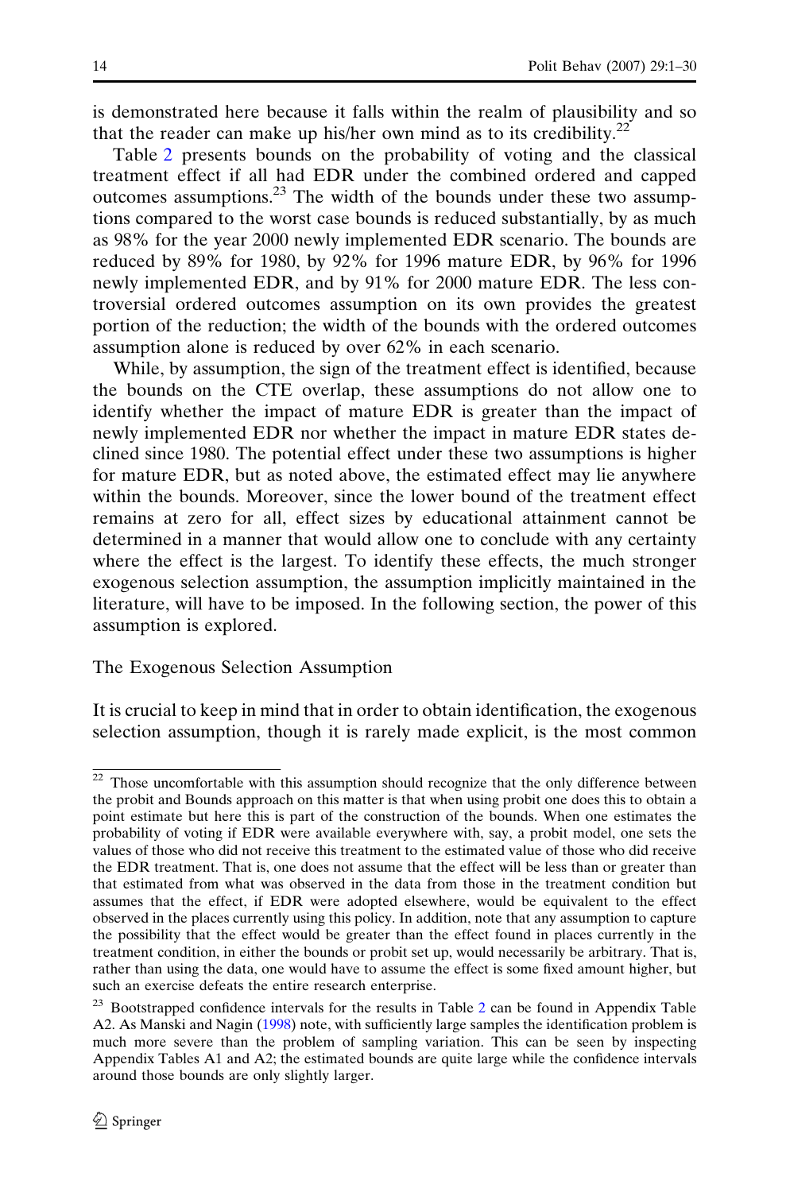is demonstrated here because it falls within the realm of plausibility and so that the reader can make up his/her own mind as to its credibility.[22]

Table 2 presents bounds on the probability of voting and the classical treatment effect if all had EDR under the combined ordered and capped outcomes assumptions.[23] The width of the bounds under these two assumptions compared to the worst case bounds is reduced substantially, by as much as 98% for the year 2000 newly implemented EDR scenario. The bounds are reduced by 89% for 1980, by 92% for 1996 mature EDR, by 96% for 1996 newly implemented EDR, and by 91% for 2000 mature EDR. The less controversial ordered outcomes assumption on its own provides the greatest portion of the reduction; the width of the bounds with the ordered outcomes assumption alone is reduced by over 62% in each scenario.

While, by assumption, the sign of the treatment effect is identified, because the bounds on the CTE overlap, these assumptions do not allow one to identify whether the impact of mature EDR is greater than the impact of newly implemented EDR nor whether the impact in mature EDR states declined since 1980. The potential effect under these two assumptions is higher for mature EDR, but as noted above, the estimated effect may lie anywhere within the bounds. Moreover, since the lower bound of the treatment effect remains at zero for all, effect sizes by educational attainment cannot be determined in a manner that would allow one to conclude with any certainty where the effect is the largest. To identify these effects, the much stronger exogenous selection assumption, the assumption implicitly maintained in the literature, will have to be imposed. In the following section, the power of this assumption is explored.

## The Exogenous Selection Assumption

It is crucial to keep in mind that in order to obtain identification, the exogenous selection assumption, though it is rarely made explicit, is the most common

---

[22] Those uncomfortable with this assumption should recognize that the only difference between the probit and Bounds approach on this matter is that when using probit one does this to obtain a point estimate but here this is part of the construction of the bounds. When one estimates the probability of voting if EDR were available everywhere with, say, a probit model, one sets the values of those who did not receive this treatment to the estimated value of those who did receive the EDR treatment. That is, one does not assume that the effect will be less than or greater than that estimated from what was observed in the data from those in the treatment condition but assumes that the effect, if EDR were adopted elsewhere, would be equivalent to the effect observed in the places currently using this policy. In addition, note that any assumption to capture the possibility that the effect would be greater than the effect found in places currently in the treatment condition, in either the bounds or probit set up, would necessarily be arbitrary. That is, rather than using the data, one would have to assume the effect is some fixed amount higher, but such an exercise defeats the entire research enterprise.

[23] Bootstrapped confidence intervals for the results in Table 2 can be found in Appendix Table A2. As Manski and Nagin (1998) note, with sufficiently large samples the identification problem is much more severe than the problem of sampling variation. This can be seen by inspecting Appendix Tables A1 and A2; the estimated bounds are quite large while the confidence intervals around those bounds are only slightly larger.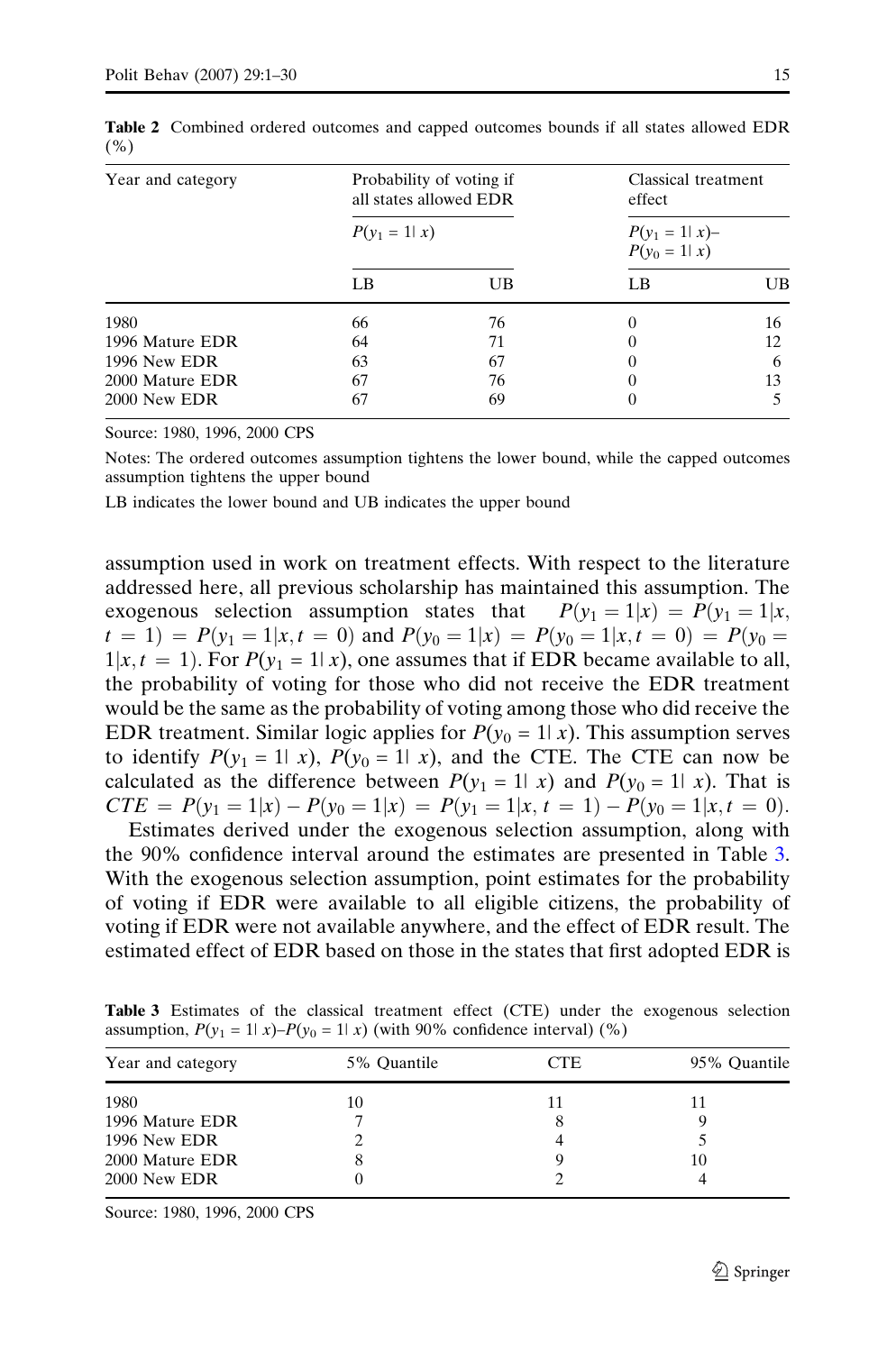**Table 2** Combined ordered outcomes and capped outcomes bounds if all states allowed EDR (%)

| Year and category | Probability of voting if all states allowed EDR | | Classical treatment effect | |
|---|---|---|---|---|
| | $P(y_1 = 1\| x)$ | | $P(y_1 = 1\| x)$–$P(y_0 = 1\| x)$ | |
| | LB | UB | LB | UB |
| 1980 | 66 | 76 | 0 | 16 |
| 1996 Mature EDR | 64 | 71 | 0 | 12 |
| 1996 New EDR | 63 | 67 | 0 | 6 |
| 2000 Mature EDR | 67 | 76 | 0 | 13 |
| 2000 New EDR | 67 | 69 | 0 | 5 |

Source: 1980, 1996, 2000 CPS

Notes: The ordered outcomes assumption tightens the lower bound, while the capped outcomes assumption tightens the upper bound

LB indicates the lower bound and UB indicates the upper bound

assumption used in work on treatment effects. With respect to the literature addressed here, all previous scholarship has maintained this assumption. The exogenous selection assumption states that $P(y_1 = 1|x) = P(y_1 = 1|x, t = 1) = P(y_1 = 1|x, t = 0)$ and $P(y_0 = 1|x) = P(y_0 = 1|x, t = 0) = P(y_0 = 1|x, t = 1)$. For $P(y_1 = 1| x)$, one assumes that if EDR became available to all, the probability of voting for those who did not receive the EDR treatment would be the same as the probability of voting among those who did receive the EDR treatment. Similar logic applies for $P(y_0 = 1| x)$. This assumption serves to identify $P(y_1 = 1| x)$, $P(y_0 = 1| x)$, and the CTE. The CTE can now be calculated as the difference between $P(y_1 = 1| x)$ and $P(y_0 = 1| x)$. That is $CTE = P(y_1 = 1|x) - P(y_0 = 1|x) = P(y_1 = 1|x, t = 1) - P(y_0 = 1|x, t = 0)$.

Estimates derived under the exogenous selection assumption, along with the 90% confidence interval around the estimates are presented in Table 3. With the exogenous selection assumption, point estimates for the probability of voting if EDR were available to all eligible citizens, the probability of voting if EDR were not available anywhere, and the effect of EDR result. The estimated effect of EDR based on those in the states that first adopted EDR is

**Table 3** Estimates of the classical treatment effect (CTE) under the exogenous selection assumption, $P(y_1 = 1| x)$–$P(y_0 = 1| x)$ (with 90% confidence interval) (%)

| Year and category | 5% Quantile | CTE | 95% Quantile |
|---|---|---|---|
| 1980 | 10 | 11 | 11 |
| 1996 Mature EDR | 7 | 8 | 9 |
| 1996 New EDR | 2 | 4 | 5 |
| 2000 Mature EDR | 8 | 9 | 10 |
| 2000 New EDR | 0 | 2 | 4 |

Source: 1980, 1996, 2000 CPS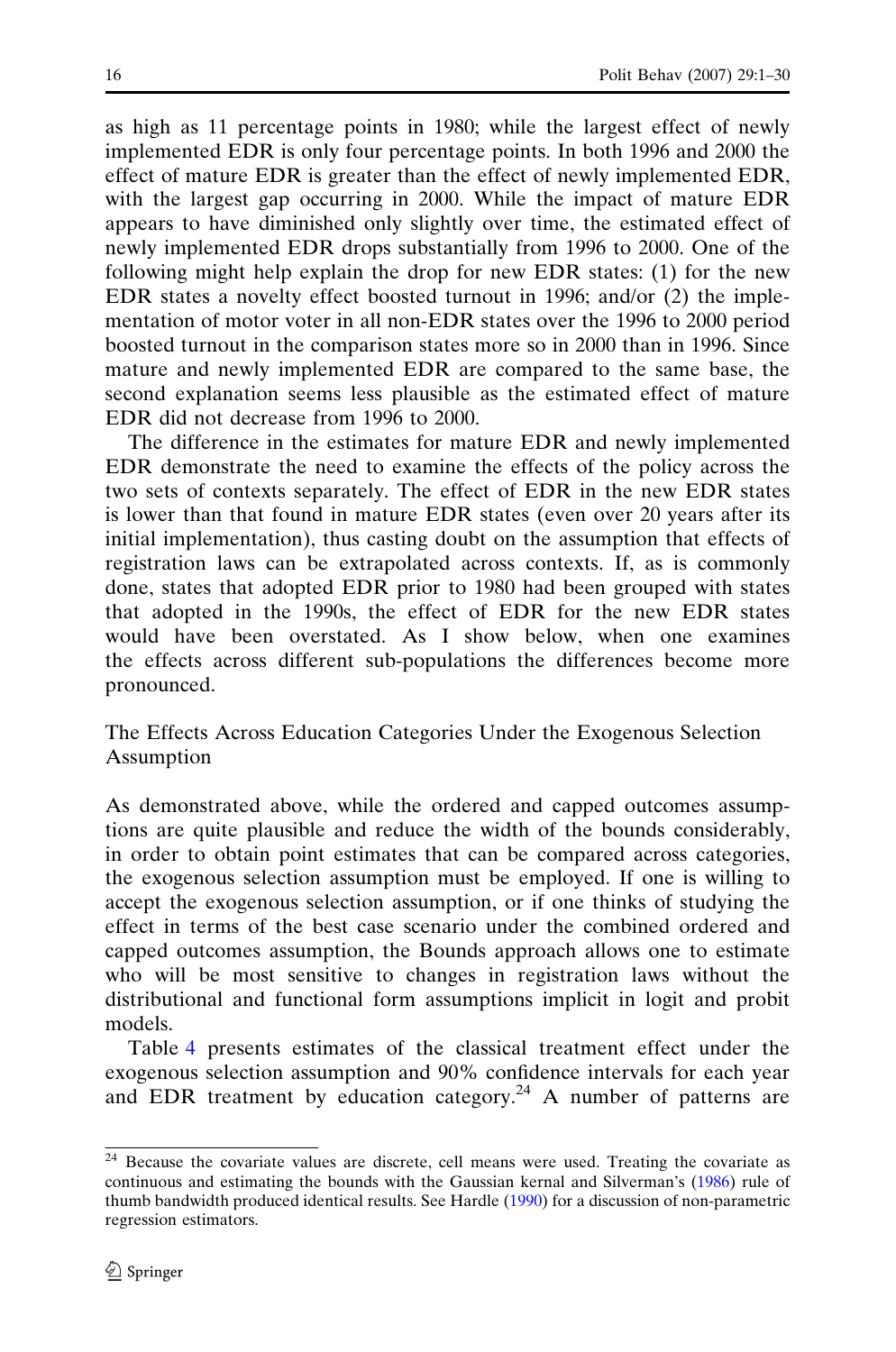as high as 11 percentage points in 1980; while the largest effect of newly implemented EDR is only four percentage points. In both 1996 and 2000 the effect of mature EDR is greater than the effect of newly implemented EDR, with the largest gap occurring in 2000. While the impact of mature EDR appears to have diminished only slightly over time, the estimated effect of newly implemented EDR drops substantially from 1996 to 2000. One of the following might help explain the drop for new EDR states: (1) for the new EDR states a novelty effect boosted turnout in 1996; and/or (2) the implementation of motor voter in all non-EDR states over the 1996 to 2000 period boosted turnout in the comparison states more so in 2000 than in 1996. Since mature and newly implemented EDR are compared to the same base, the second explanation seems less plausible as the estimated effect of mature EDR did not decrease from 1996 to 2000.

The difference in the estimates for mature EDR and newly implemented EDR demonstrate the need to examine the effects of the policy across the two sets of contexts separately. The effect of EDR in the new EDR states is lower than that found in mature EDR states (even over 20 years after its initial implementation), thus casting doubt on the assumption that effects of registration laws can be extrapolated across contexts. If, as is commonly done, states that adopted EDR prior to 1980 had been grouped with states that adopted in the 1990s, the effect of EDR for the new EDR states would have been overstated. As I show below, when one examines the effects across different sub-populations the differences become more pronounced.

## The Effects Across Education Categories Under the Exogenous Selection Assumption

As demonstrated above, while the ordered and capped outcomes assumptions are quite plausible and reduce the width of the bounds considerably, in order to obtain point estimates that can be compared across categories, the exogenous selection assumption must be employed. If one is willing to accept the exogenous selection assumption, or if one thinks of studying the effect in terms of the best case scenario under the combined ordered and capped outcomes assumption, the Bounds approach allows one to estimate who will be most sensitive to changes in registration laws without the distributional and functional form assumptions implicit in logit and probit models.

Table 4 presents estimates of the classical treatment effect under the exogenous selection assumption and 90% confidence intervals for each year and EDR treatment by education category.[24] A number of patterns are

---

[24] Because the covariate values are discrete, cell means were used. Treating the covariate as continuous and estimating the bounds with the Gaussian kernal and Silverman's (1986) rule of thumb bandwidth produced identical results. See Hardle (1990) for a discussion of non-parametric regression estimators.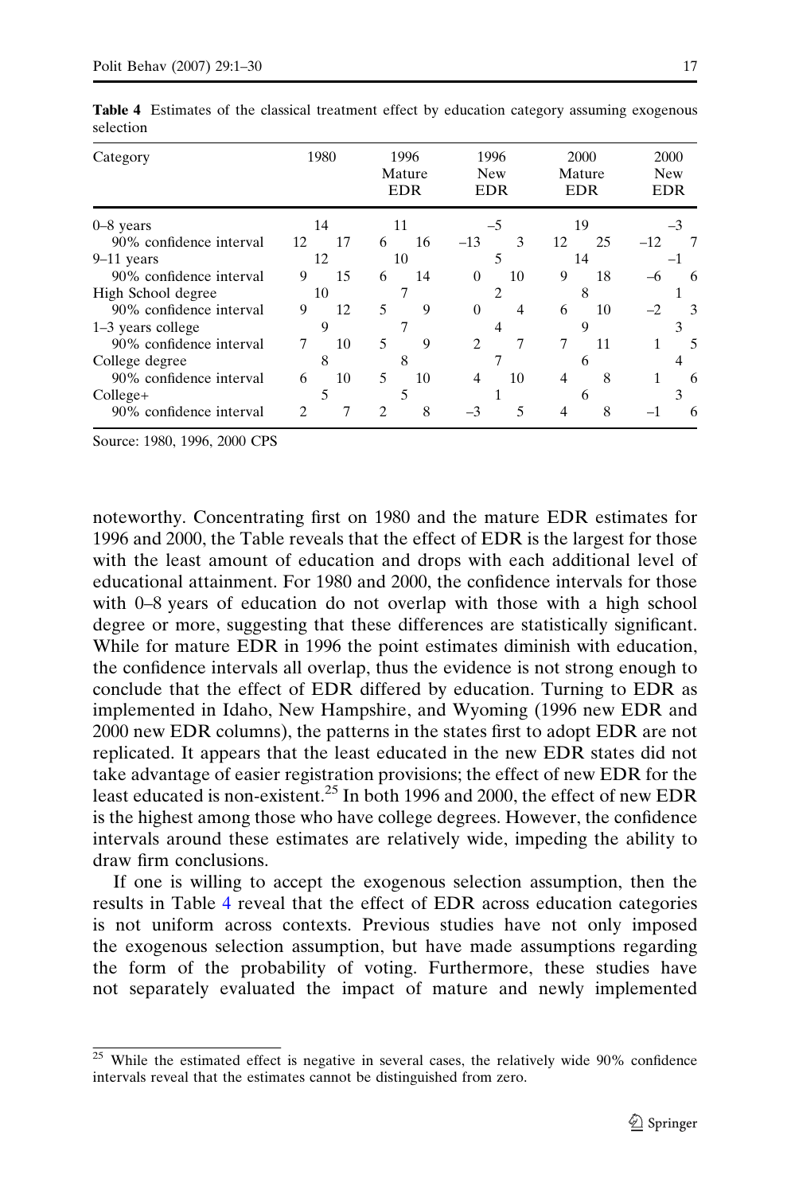**Table 4** Estimates of the classical treatment effect by education category assuming exogenous selection

| Category | 1980 | | 1996 Mature EDR | | 1996 New EDR | | 2000 Mature EDR | | 2000 New EDR | |
|---|---|---|---|---|---|---|---|---|---|---|
| 0–8 years | 14 | | 11 | | –5 | | 19 | | –3 | |
| 90% confidence interval | 12 | 17 | 6 | 16 | –13 | 3 | 12 | 25 | –12 | 7 |
| 9–11 years | 12 | | 10 | | 5 | | 14 | | –1 | |
| 90% confidence interval | 9 | 15 | 6 | 14 | 0 | 10 | 9 | 18 | –6 | 6 |
| High School degree | 10 | | 7 | | 2 | | 8 | | 1 | |
| 90% confidence interval | 9 | 12 | 5 | 9 | 0 | 4 | 6 | 10 | –2 | 3 |
| 1–3 years college | 9 | | 7 | | 4 | | 9 | | 3 | |
| 90% confidence interval | 7 | 10 | 5 | 9 | 2 | 7 | 7 | 11 | 1 | 5 |
| College degree | 8 | | 8 | | 7 | | 6 | | 4 | |
| 90% confidence interval | 6 | 10 | 5 | 10 | 4 | 10 | 4 | 8 | 1 | 6 |
| College+ | 5 | | 5 | | 1 | | 6 | | 3 | |
| 90% confidence interval | 2 | 7 | 2 | 8 | –3 | 5 | 4 | 8 | –1 | 6 |

Source: 1980, 1996, 2000 CPS

noteworthy. Concentrating first on 1980 and the mature EDR estimates for 1996 and 2000, the Table reveals that the effect of EDR is the largest for those with the least amount of education and drops with each additional level of educational attainment. For 1980 and 2000, the confidence intervals for those with 0–8 years of education do not overlap with those with a high school degree or more, suggesting that these differences are statistically significant. While for mature EDR in 1996 the point estimates diminish with education, the confidence intervals all overlap, thus the evidence is not strong enough to conclude that the effect of EDR differed by education. Turning to EDR as implemented in Idaho, New Hampshire, and Wyoming (1996 new EDR and 2000 new EDR columns), the patterns in the states first to adopt EDR are not replicated. It appears that the least educated in the new EDR states did not take advantage of easier registration provisions; the effect of new EDR for the least educated is non-existent.[25] In both 1996 and 2000, the effect of new EDR is the highest among those who have college degrees. However, the confidence intervals around these estimates are relatively wide, impeding the ability to draw firm conclusions.

If one is willing to accept the exogenous selection assumption, then the results in Table 4 reveal that the effect of EDR across education categories is not uniform across contexts. Previous studies have not only imposed the exogenous selection assumption, but have made assumptions regarding the form of the probability of voting. Furthermore, these studies have not separately evaluated the impact of mature and newly implemented

[25] While the estimated effect is negative in several cases, the relatively wide 90% confidence intervals reveal that the estimates cannot be distinguished from zero.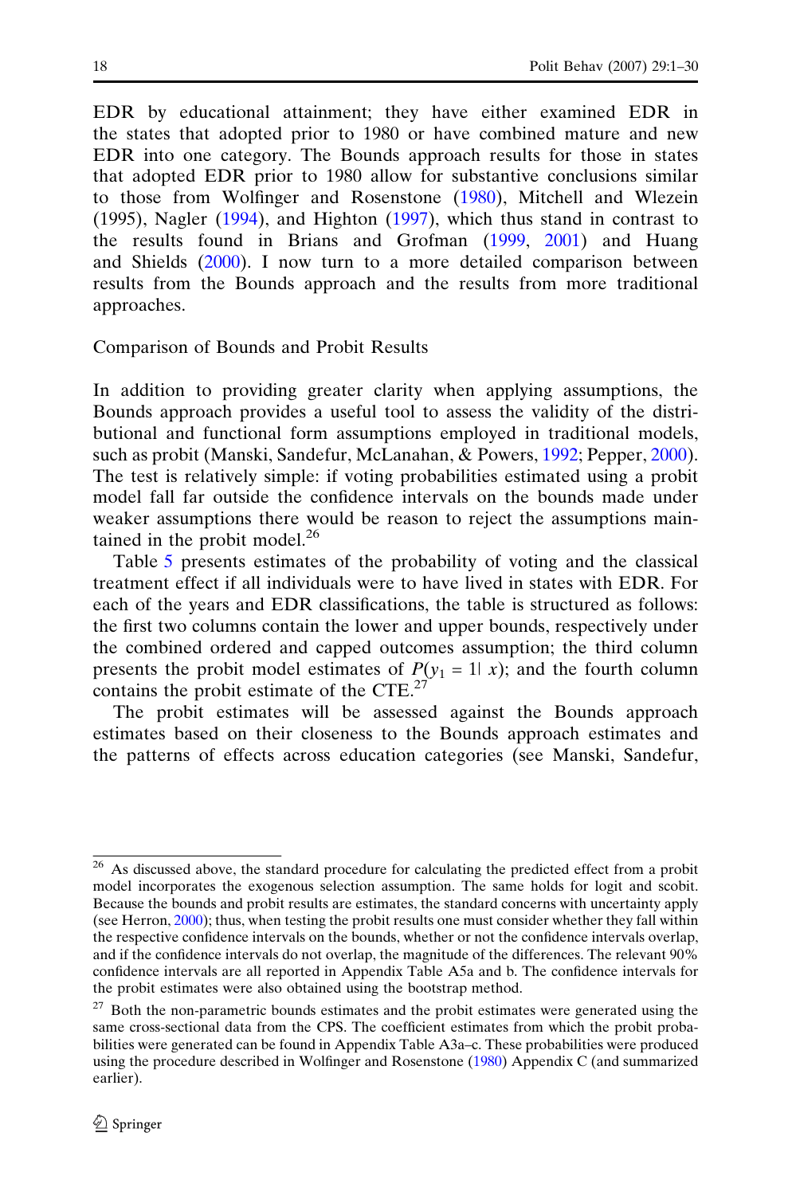EDR by educational attainment; they have either examined EDR in the states that adopted prior to 1980 or have combined mature and new EDR into one category. The Bounds approach results for those in states that adopted EDR prior to 1980 allow for substantive conclusions similar to those from Wolfinger and Rosenstone (1980), Mitchell and Wlezein (1995), Nagler (1994), and Highton (1997), which thus stand in contrast to the results found in Brians and Grofman (1999, 2001) and Huang and Shields (2000). I now turn to a more detailed comparison between results from the Bounds approach and the results from more traditional approaches.

## Comparison of Bounds and Probit Results

In addition to providing greater clarity when applying assumptions, the Bounds approach provides a useful tool to assess the validity of the distributional and functional form assumptions employed in traditional models, such as probit (Manski, Sandefur, McLanahan, & Powers, 1992; Pepper, 2000). The test is relatively simple: if voting probabilities estimated using a probit model fall far outside the confidence intervals on the bounds made under weaker assumptions there would be reason to reject the assumptions maintained in the probit model.[26]

Table 5 presents estimates of the probability of voting and the classical treatment effect if all individuals were to have lived in states with EDR. For each of the years and EDR classifications, the table is structured as follows: the first two columns contain the lower and upper bounds, respectively under the combined ordered and capped outcomes assumption; the third column presents the probit model estimates of $P(y_1 = 1| x)$; and the fourth column contains the probit estimate of the CTE.[27]

The probit estimates will be assessed against the Bounds approach estimates based on their closeness to the Bounds approach estimates and the patterns of effects across education categories (see Manski, Sandefur,

---

[26] As discussed above, the standard procedure for calculating the predicted effect from a probit model incorporates the exogenous selection assumption. The same holds for logit and scobit. Because the bounds and probit results are estimates, the standard concerns with uncertainty apply (see Herron, 2000); thus, when testing the probit results one must consider whether they fall within the respective confidence intervals on the bounds, whether or not the confidence intervals overlap, and if the confidence intervals do not overlap, the magnitude of the differences. The relevant 90% confidence intervals are all reported in Appendix Table A5a and b. The confidence intervals for the probit estimates were also obtained using the bootstrap method.

[27] Both the non-parametric bounds estimates and the probit estimates were generated using the same cross-sectional data from the CPS. The coefficient estimates from which the probit probabilities were generated can be found in Appendix Table A3a–c. These probabilities were produced using the procedure described in Wolfinger and Rosenstone (1980) Appendix C (and summarized earlier).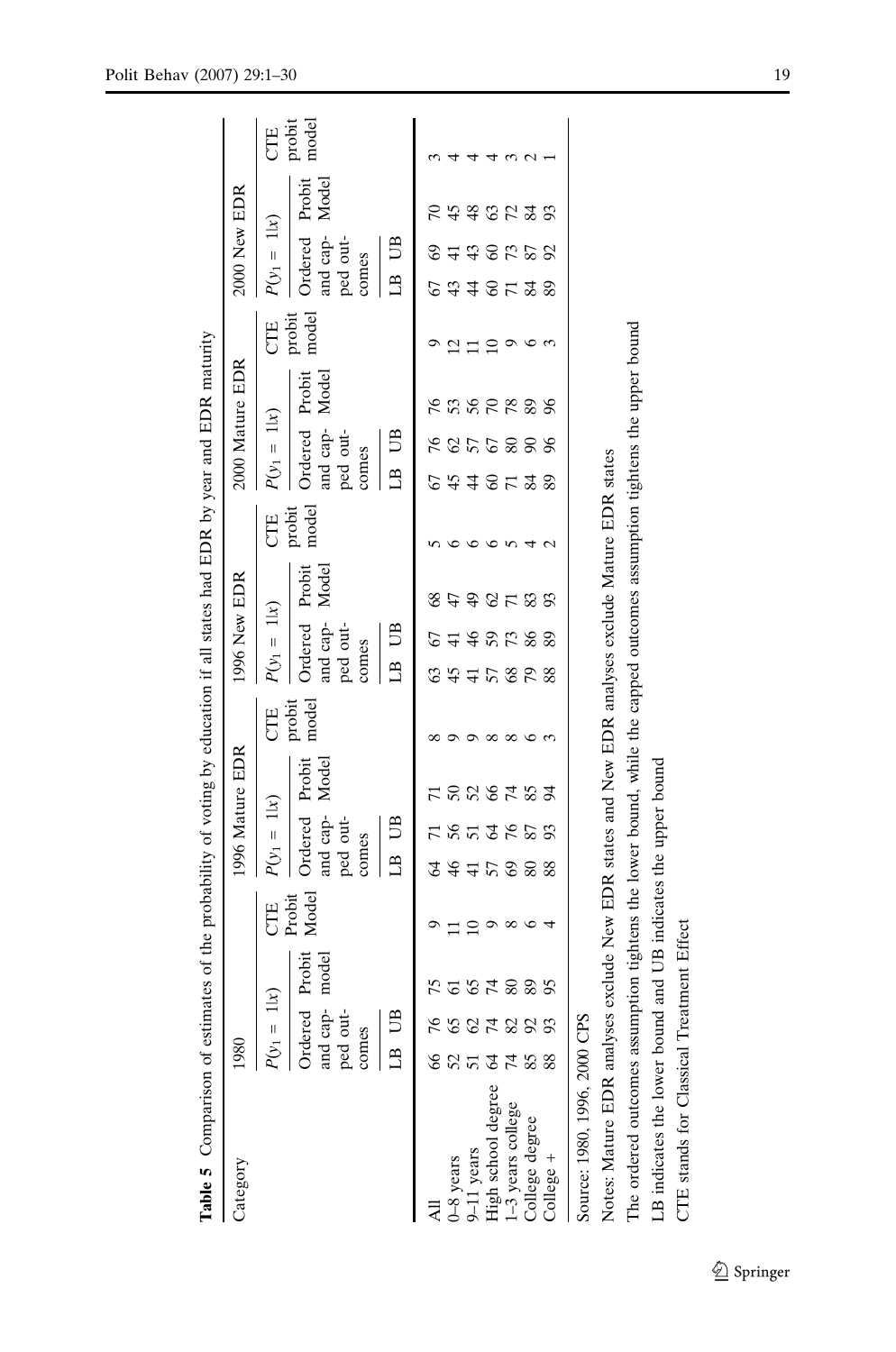**Table 5** Comparison of estimates of the probability of voting by education if all states had EDR by year and EDR maturity

| Category | 1980 | | | | 1996 Mature EDR | | | | 1996 New EDR | | | | 2000 Mature EDR | | | | 2000 New EDR | | | |
|---|---|---|---|---|---|---|---|---|---|---|---|---|---|---|---|---|---|---|---|---|
| | $P(y_1 = 1\|x)$ | | | CTE | $P(y_1 = 1\|x)$ | | | CTE | $P(y_1 = 1\|x)$ | | | CTE | $P(y_1 = 1\|x)$ | | | CTE | $P(y_1 = 1\|x)$ | | | CTE |
| | Ordered and capped outcomes | | Probit model | Probit Model | Ordered and capped outcomes | | Probit Model | probit model | Ordered and capped outcomes | | Probit Model | probit model | Ordered and capped outcomes | | Probit Model | probit model | Ordered and capped outcomes | | Probit Model | probit model |
| | LB | UB | | | LB | UB | | | LB | UB | | | LB | UB | | | LB | UB | | |
| All | 66 | 76 | 75 | 9 | 64 | 71 | 71 | 8 | 63 | 67 | 68 | 5 | 67 | 76 | 76 | 9 | 67 | 69 | 70 | 3 |
| 0–8 years | 52 | 65 | 61 | 11 | 46 | 56 | 50 | 9 | 45 | 41 | 47 | 6 | 45 | 62 | 53 | 12 | 43 | 41 | 45 | 4 |
| 9–11 years | 51 | 62 | 65 | 10 | 41 | 51 | 52 | 9 | 41 | 46 | 49 | 6 | 44 | 57 | 56 | 11 | 44 | 43 | 48 | 4 |
| High school degree | 64 | 74 | 74 | 9 | 57 | 64 | 66 | 8 | 57 | 59 | 62 | 6 | 60 | 67 | 70 | 10 | 60 | 60 | 63 | 4 |
| 1–3 years college | 74 | 82 | 80 | 8 | 69 | 76 | 74 | 8 | 68 | 73 | 71 | 5 | 71 | 80 | 78 | 9 | 71 | 73 | 72 | 3 |
| College degree | 85 | 92 | 89 | 6 | 80 | 87 | 85 | 6 | 79 | 86 | 83 | 4 | 84 | 90 | 89 | 6 | 84 | 87 | 84 | 2 |
| College + | 88 | 93 | 95 | 4 | 88 | 93 | 94 | 3 | 88 | 89 | 93 | 2 | 89 | 96 | 96 | 3 | 89 | 92 | 93 | 1 |

Source: 1980, 1996, 2000 CPS

Notes: Mature EDR analyses exclude New EDR states and New EDR analyses exclude Mature EDR states

The ordered outcomes assumption tightens the lower bound, while the capped outcomes assumption tightens the upper bound

LB indicates the lower bound and UB indicates the upper bound

CTE stands for Classical Treatment Effect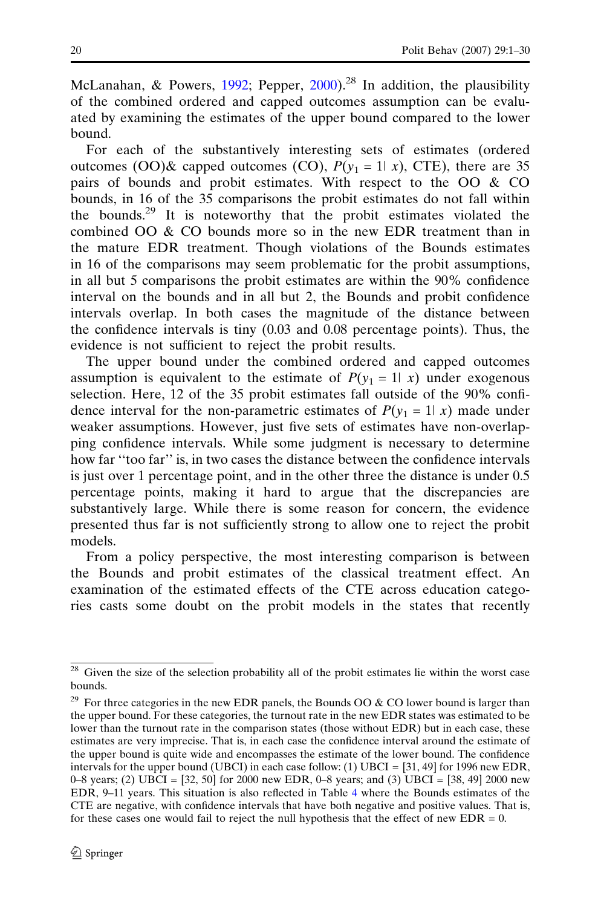McLanahan, & Powers, 1992; Pepper, 2000).[28] In addition, the plausibility of the combined ordered and capped outcomes assumption can be evaluated by examining the estimates of the upper bound compared to the lower bound.

For each of the substantively interesting sets of estimates (ordered outcomes (OO)& capped outcomes (CO), $P(y_1 = 1|\ x)$, CTE), there are 35 pairs of bounds and probit estimates. With respect to the OO & CO bounds, in 16 of the 35 comparisons the probit estimates do not fall within the bounds.[29] It is noteworthy that the probit estimates violated the combined OO & CO bounds more so in the new EDR treatment than in the mature EDR treatment. Though violations of the Bounds estimates in 16 of the comparisons may seem problematic for the probit assumptions, in all but 5 comparisons the probit estimates are within the 90% confidence interval on the bounds and in all but 2, the Bounds and probit confidence intervals overlap. In both cases the magnitude of the distance between the confidence intervals is tiny (0.03 and 0.08 percentage points). Thus, the evidence is not sufficient to reject the probit results.

The upper bound under the combined ordered and capped outcomes assumption is equivalent to the estimate of $P(y_1 = 1|\ x)$ under exogenous selection. Here, 12 of the 35 probit estimates fall outside of the 90% confidence interval for the non-parametric estimates of $P(y_1 = 1|\ x)$ made under weaker assumptions. However, just five sets of estimates have non-overlapping confidence intervals. While some judgment is necessary to determine how far ''too far'' is, in two cases the distance between the confidence intervals is just over 1 percentage point, and in the other three the distance is under 0.5 percentage points, making it hard to argue that the discrepancies are substantively large. While there is some reason for concern, the evidence presented thus far is not sufficiently strong to allow one to reject the probit models.

From a policy perspective, the most interesting comparison is between the Bounds and probit estimates of the classical treatment effect. An examination of the estimated effects of the CTE across education categories casts some doubt on the probit models in the states that recently

---

[28] Given the size of the selection probability all of the probit estimates lie within the worst case bounds.

[29] For three categories in the new EDR panels, the Bounds OO & CO lower bound is larger than the upper bound. For these categories, the turnout rate in the new EDR states was estimated to be lower than the turnout rate in the comparison states (those without EDR) but in each case, these estimates are very imprecise. That is, in each case the confidence interval around the estimate of the upper bound is quite wide and encompasses the estimate of the lower bound. The confidence intervals for the upper bound (UBCI) in each case follow: (1) UBCI = [31, 49] for 1996 new EDR, 0–8 years; (2) UBCI = [32, 50] for 2000 new EDR, 0–8 years; and (3) UBCI = [38, 49] 2000 new EDR, 9–11 years. This situation is also reflected in Table 4 where the Bounds estimates of the CTE are negative, with confidence intervals that have both negative and positive values. That is, for these cases one would fail to reject the null hypothesis that the effect of new EDR = 0.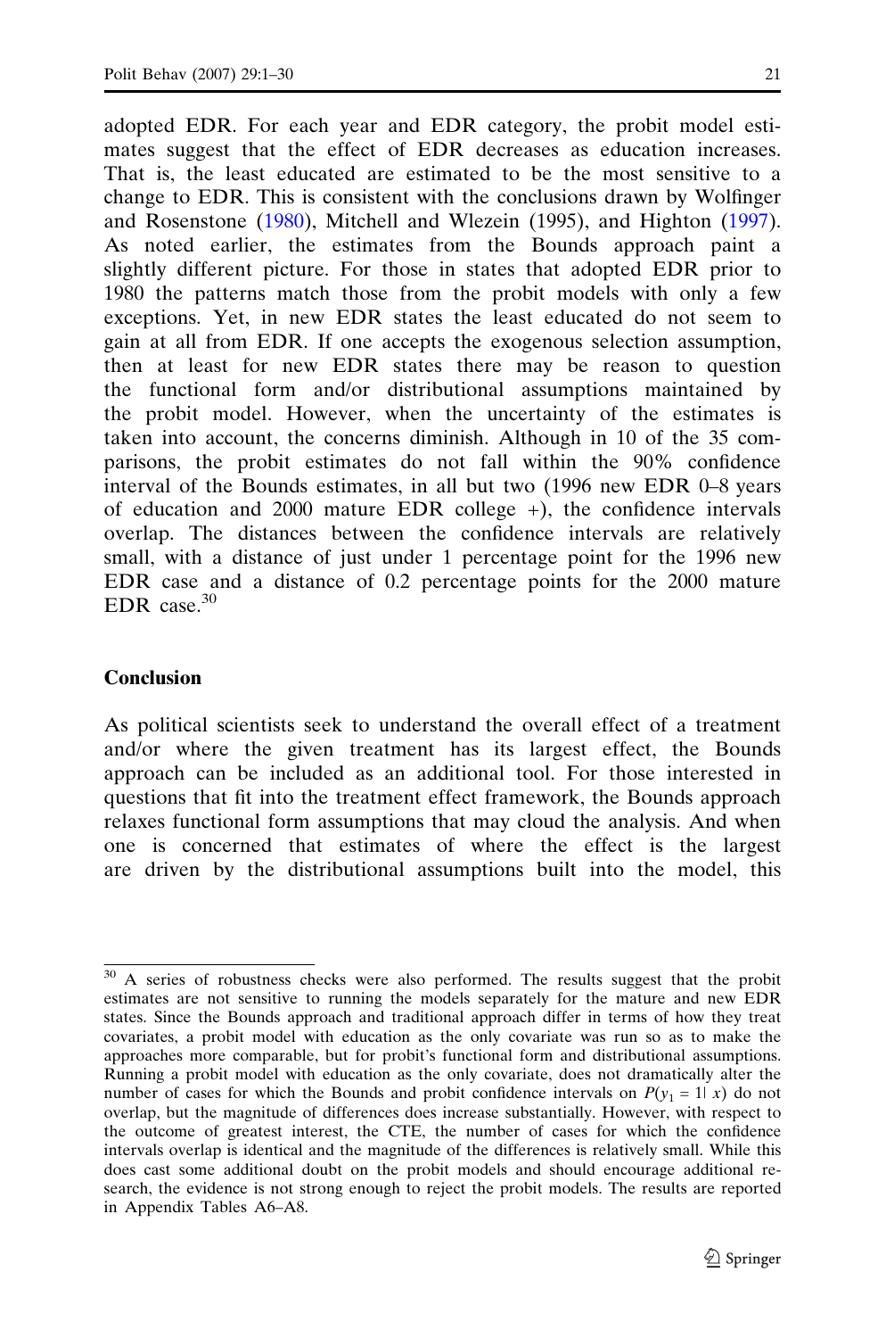adopted EDR. For each year and EDR category, the probit model estimates suggest that the effect of EDR decreases as education increases. That is, the least educated are estimated to be the most sensitive to a change to EDR. This is consistent with the conclusions drawn by Wolfinger and Rosenstone (1980), Mitchell and Wlezein (1995), and Highton (1997). As noted earlier, the estimates from the Bounds approach paint a slightly different picture. For those in states that adopted EDR prior to 1980 the patterns match those from the probit models with only a few exceptions. Yet, in new EDR states the least educated do not seem to gain at all from EDR. If one accepts the exogenous selection assumption, then at least for new EDR states there may be reason to question the functional form and/or distributional assumptions maintained by the probit model. However, when the uncertainty of the estimates is taken into account, the concerns diminish. Although in 10 of the 35 comparisons, the probit estimates do not fall within the 90% confidence interval of the Bounds estimates, in all but two (1996 new EDR 0–8 years of education and 2000 mature EDR college +), the confidence intervals overlap. The distances between the confidence intervals are relatively small, with a distance of just under 1 percentage point for the 1996 new EDR case and a distance of 0.2 percentage points for the 2000 mature EDR case.[30]

## Conclusion

As political scientists seek to understand the overall effect of a treatment and/or where the given treatment has its largest effect, the Bounds approach can be included as an additional tool. For those interested in questions that fit into the treatment effect framework, the Bounds approach relaxes functional form assumptions that may cloud the analysis. And when one is concerned that estimates of where the effect is the largest are driven by the distributional assumptions built into the model, this

[30] A series of robustness checks were also performed. The results suggest that the probit estimates are not sensitive to running the models separately for the mature and new EDR states. Since the Bounds approach and traditional approach differ in terms of how they treat covariates, a probit model with education as the only covariate was run so as to make the approaches more comparable, but for probit's functional form and distributional assumptions. Running a probit model with education as the only covariate, does not dramatically alter the number of cases for which the Bounds and probit confidence intervals on $P(y_1 = 1| x)$ do not overlap, but the magnitude of differences does increase substantially. However, with respect to the outcome of greatest interest, the CTE, the number of cases for which the confidence intervals overlap is identical and the magnitude of the differences is relatively small. While this does cast some additional doubt on the probit models and should encourage additional research, the evidence is not strong enough to reject the probit models. The results are reported in Appendix Tables A6–A8.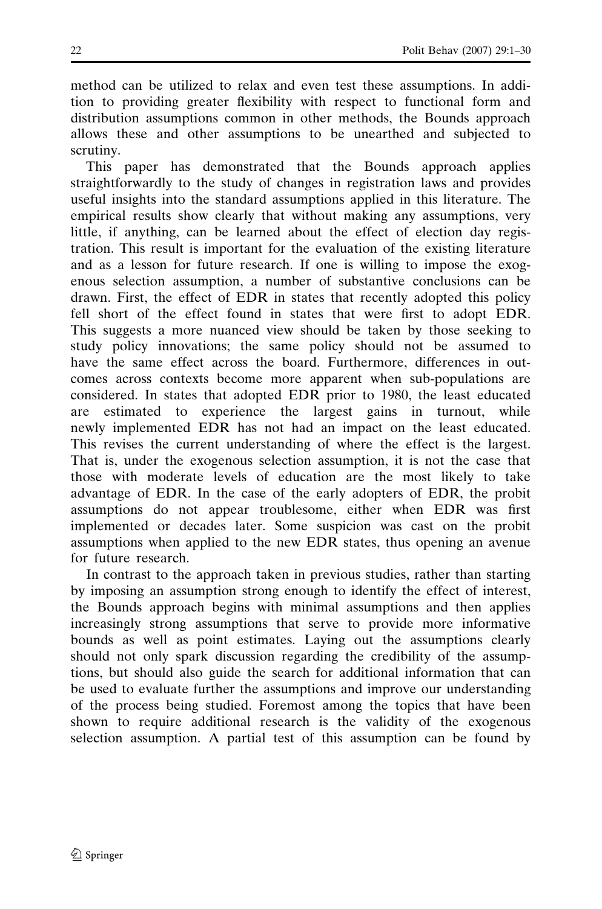method can be utilized to relax and even test these assumptions. In addition to providing greater flexibility with respect to functional form and distribution assumptions common in other methods, the Bounds approach allows these and other assumptions to be unearthed and subjected to scrutiny.

This paper has demonstrated that the Bounds approach applies straightforwardly to the study of changes in registration laws and provides useful insights into the standard assumptions applied in this literature. The empirical results show clearly that without making any assumptions, very little, if anything, can be learned about the effect of election day registration. This result is important for the evaluation of the existing literature and as a lesson for future research. If one is willing to impose the exogenous selection assumption, a number of substantive conclusions can be drawn. First, the effect of EDR in states that recently adopted this policy fell short of the effect found in states that were first to adopt EDR. This suggests a more nuanced view should be taken by those seeking to study policy innovations; the same policy should not be assumed to have the same effect across the board. Furthermore, differences in outcomes across contexts become more apparent when sub-populations are considered. In states that adopted EDR prior to 1980, the least educated are estimated to experience the largest gains in turnout, while newly implemented EDR has not had an impact on the least educated. This revises the current understanding of where the effect is the largest. That is, under the exogenous selection assumption, it is not the case that those with moderate levels of education are the most likely to take advantage of EDR. In the case of the early adopters of EDR, the probit assumptions do not appear troublesome, either when EDR was first implemented or decades later. Some suspicion was cast on the probit assumptions when applied to the new EDR states, thus opening an avenue for future research.

In contrast to the approach taken in previous studies, rather than starting by imposing an assumption strong enough to identify the effect of interest, the Bounds approach begins with minimal assumptions and then applies increasingly strong assumptions that serve to provide more informative bounds as well as point estimates. Laying out the assumptions clearly should not only spark discussion regarding the credibility of the assumptions, but should also guide the search for additional information that can be used to evaluate further the assumptions and improve our understanding of the process being studied. Foremost among the topics that have been shown to require additional research is the validity of the exogenous selection assumption. A partial test of this assumption can be found by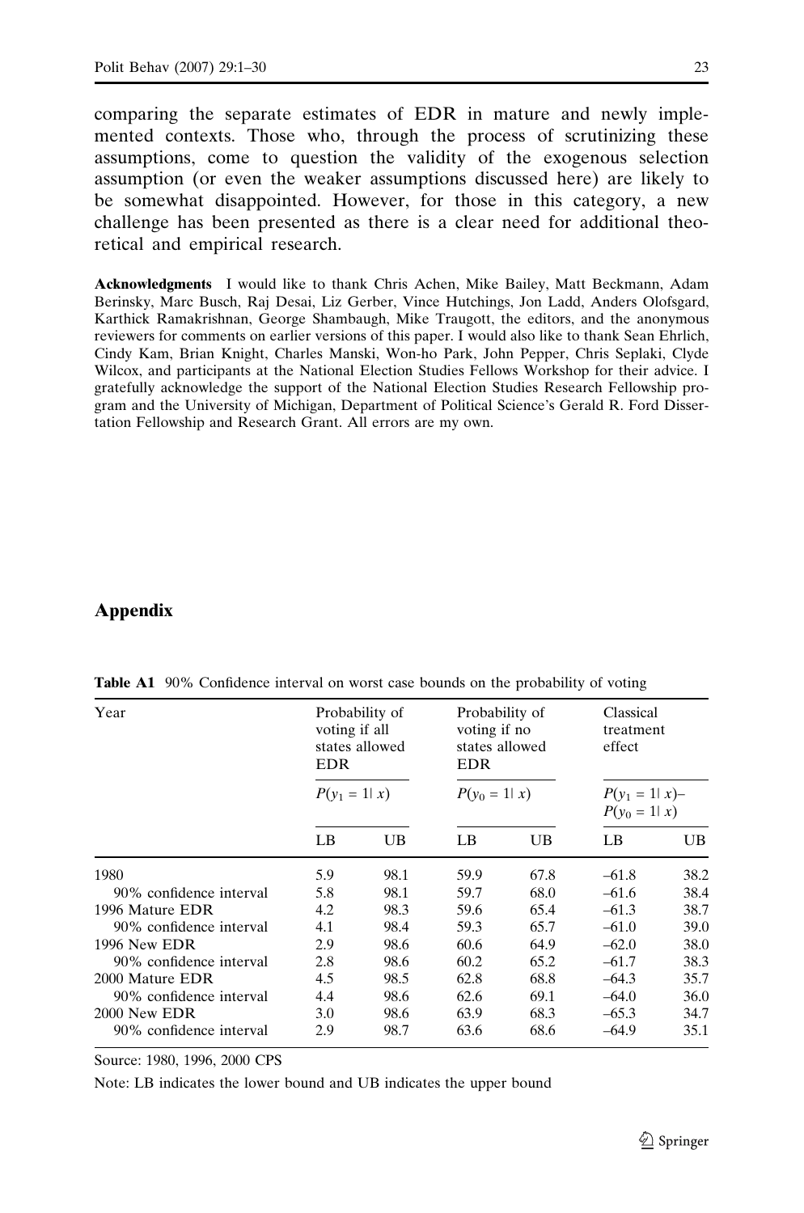comparing the separate estimates of EDR in mature and newly implemented contexts. Those who, through the process of scrutinizing these assumptions, come to question the validity of the exogenous selection assumption (or even the weaker assumptions discussed here) are likely to be somewhat disappointed. However, for those in this category, a new challenge has been presented as there is a clear need for additional theoretical and empirical research.

**Acknowledgments** I would like to thank Chris Achen, Mike Bailey, Matt Beckmann, Adam Berinsky, Marc Busch, Raj Desai, Liz Gerber, Vince Hutchings, Jon Ladd, Anders Olofsgard, Karthick Ramakrishnan, George Shambaugh, Mike Traugott, the editors, and the anonymous reviewers for comments on earlier versions of this paper. I would also like to thank Sean Ehrlich, Cindy Kam, Brian Knight, Charles Manski, Won-ho Park, John Pepper, Chris Seplaki, Clyde Wilcox, and participants at the National Election Studies Fellows Workshop for their advice. I gratefully acknowledge the support of the National Election Studies Research Fellowship program and the University of Michigan, Department of Political Science's Gerald R. Ford Dissertation Fellowship and Research Grant. All errors are my own.

## Appendix

**Table A1** 90% Confidence interval on worst case bounds on the probability of voting

| Year | Probability of voting if all states allowed EDR | | Probability of voting if no states allowed EDR | | Classical treatment effect | |
|---|---|---|---|---|---|---|
| | $P(y_1 = 1\mid x)$ | | $P(y_0 = 1\mid x)$ | | $P(y_1 = 1\mid x)$– $P(y_0 = 1\mid x)$ | |
| | LB | UB | LB | UB | LB | UB |
| 1980 | 5.9 | 98.1 | 59.9 | 67.8 | –61.8 | 38.2 |
| 90% confidence interval | 5.8 | 98.1 | 59.7 | 68.0 | –61.6 | 38.4 |
| 1996 Mature EDR | 4.2 | 98.3 | 59.6 | 65.4 | –61.3 | 38.7 |
| 90% confidence interval | 4.1 | 98.4 | 59.3 | 65.7 | –61.0 | 39.0 |
| 1996 New EDR | 2.9 | 98.6 | 60.6 | 64.9 | –62.0 | 38.0 |
| 90% confidence interval | 2.8 | 98.6 | 60.2 | 65.2 | –61.7 | 38.3 |
| 2000 Mature EDR | 4.5 | 98.5 | 62.8 | 68.8 | –64.3 | 35.7 |
| 90% confidence interval | 4.4 | 98.6 | 62.6 | 69.1 | –64.0 | 36.0 |
| 2000 New EDR | 3.0 | 98.6 | 63.9 | 68.3 | –65.3 | 34.7 |
| 90% confidence interval | 2.9 | 98.7 | 63.6 | 68.6 | –64.9 | 35.1 |

Source: 1980, 1996, 2000 CPS

Note: LB indicates the lower bound and UB indicates the upper bound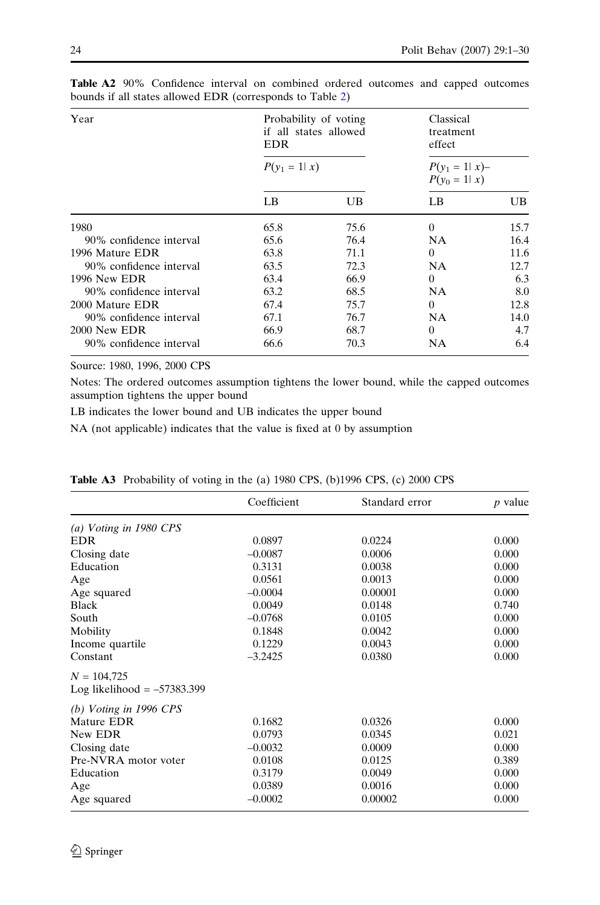**Table A2** 90% Confidence interval on combined ordered outcomes and capped outcomes bounds if all states allowed EDR (corresponds to Table 2)

| Year | Probability of voting if all states allowed EDR | | Classical treatment effect | |
|---|---|---|---|---|
| | $P(y_1 = 1 \mid x)$ | | $P(y_1 = 1 \mid x)$– $P(y_0 = 1 \mid x)$ | |
| | LB | UB | LB | UB |
| 1980 | 65.8 | 75.6 | 0 | 15.7 |
| 90% confidence interval | 65.6 | 76.4 | NA | 16.4 |
| 1996 Mature EDR | 63.8 | 71.1 | 0 | 11.6 |
| 90% confidence interval | 63.5 | 72.3 | NA | 12.7 |
| 1996 New EDR | 63.4 | 66.9 | 0 | 6.3 |
| 90% confidence interval | 63.2 | 68.5 | NA | 8.0 |
| 2000 Mature EDR | 67.4 | 75.7 | 0 | 12.8 |
| 90% confidence interval | 67.1 | 76.7 | NA | 14.0 |
| 2000 New EDR | 66.9 | 68.7 | 0 | 4.7 |
| 90% confidence interval | 66.6 | 70.3 | NA | 6.4 |

Source: 1980, 1996, 2000 CPS

Notes: The ordered outcomes assumption tightens the lower bound, while the capped outcomes assumption tightens the upper bound

LB indicates the lower bound and UB indicates the upper bound

NA (not applicable) indicates that the value is fixed at 0 by assumption

**Table A3** Probability of voting in the (a) 1980 CPS, (b)1996 CPS, (c) 2000 CPS

| | Coefficient | Standard error | *p* value |
|---|---|---|---|
| *(a) Voting in 1980 CPS* | | | |
| EDR | 0.0897 | 0.0224 | 0.000 |
| Closing date | –0.0087 | 0.0006 | 0.000 |
| Education | 0.3131 | 0.0038 | 0.000 |
| Age | 0.0561 | 0.0013 | 0.000 |
| Age squared | –0.0004 | 0.00001 | 0.000 |
| Black | 0.0049 | 0.0148 | 0.740 |
| South | –0.0768 | 0.0105 | 0.000 |
| Mobility | 0.1848 | 0.0042 | 0.000 |
| Income quartile | 0.1229 | 0.0043 | 0.000 |
| Constant | –3.2425 | 0.0380 | 0.000 |
| $N$ = 104,725 | | | |
| Log likelihood = –57383.399 | | | |
| *(b) Voting in 1996 CPS* | | | |
| Mature EDR | 0.1682 | 0.0326 | 0.000 |
| New EDR | 0.0793 | 0.0345 | 0.021 |
| Closing date | –0.0032 | 0.0009 | 0.000 |
| Pre-NVRA motor voter | 0.0108 | 0.0125 | 0.389 |
| Education | 0.3179 | 0.0049 | 0.000 |
| Age | 0.0389 | 0.0016 | 0.000 |
| Age squared | –0.0002 | 0.00002 | 0.000 |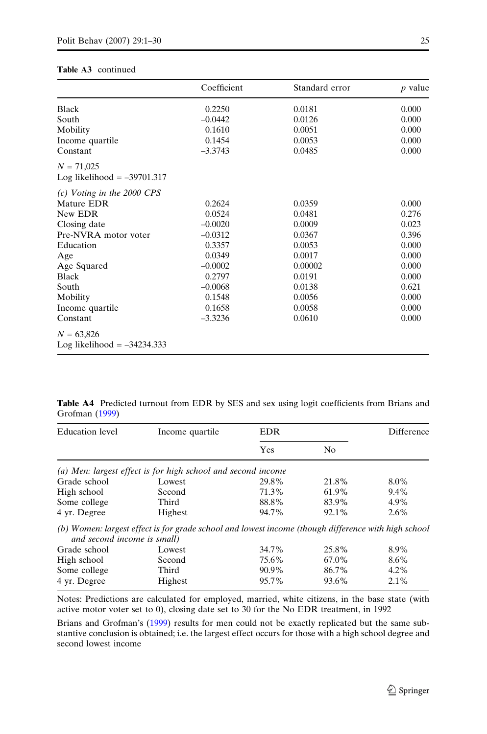**Table A3** continued

| | Coefficient | Standard error | *p* value |
|---|---|---|---|
| Black | 0.2250 | 0.0181 | 0.000 |
| South | –0.0442 | 0.0126 | 0.000 |
| Mobility | 0.1610 | 0.0051 | 0.000 |
| Income quartile | 0.1454 | 0.0053 | 0.000 |
| Constant | –3.3743 | 0.0485 | 0.000 |
| $N$ = 71,025 | | | |
| Log likelihood = –39701.317 | | | |
| *(c) Voting in the 2000 CPS* | | | |
| Mature EDR | 0.2624 | 0.0359 | 0.000 |
| New EDR | 0.0524 | 0.0481 | 0.276 |
| Closing date | –0.0020 | 0.0009 | 0.023 |
| Pre-NVRA motor voter | –0.0312 | 0.0367 | 0.396 |
| Education | 0.3357 | 0.0053 | 0.000 |
| Age | 0.0349 | 0.0017 | 0.000 |
| Age Squared | –0.0002 | 0.00002 | 0.000 |
| Black | 0.2797 | 0.0191 | 0.000 |
| South | –0.0068 | 0.0138 | 0.621 |
| Mobility | 0.1548 | 0.0056 | 0.000 |
| Income quartile | 0.1658 | 0.0058 | 0.000 |
| Constant | –3.3236 | 0.0610 | 0.000 |
| $N$ = 63,826 | | | |
| Log likelihood = –34234.333 | | | |

**Table A4** Predicted turnout from EDR by SES and sex using logit coefficients from Brians and Grofman (1999)

| Education level | Income quartile | EDR | | Difference |
|---|---|---|---|---|
| | | Yes | No | |
| *(a) Men: largest effect is for high school and second income* | | | | |
| Grade school | Lowest | 29.8% | 21.8% | 8.0% |
| High school | Second | 71.3% | 61.9% | 9.4% |
| Some college | Third | 88.8% | 83.9% | 4.9% |
| 4 yr. Degree | Highest | 94.7% | 92.1% | 2.6% |
| *(b) Women: largest effect is for grade school and lowest income (though difference with high school and second income is small)* | | | | |
| Grade school | Lowest | 34.7% | 25.8% | 8.9% |
| High school | Second | 75.6% | 67.0% | 8.6% |
| Some college | Third | 90.9% | 86.7% | 4.2% |
| 4 yr. Degree | Highest | 95.7% | 93.6% | 2.1% |

Notes: Predictions are calculated for employed, married, white citizens, in the base state (with active motor voter set to 0), closing date set to 30 for the No EDR treatment, in 1992

Brians and Grofman's (1999) results for men could not be exactly replicated but the same substantive conclusion is obtained; i.e. the largest effect occurs for those with a high school degree and second lowest income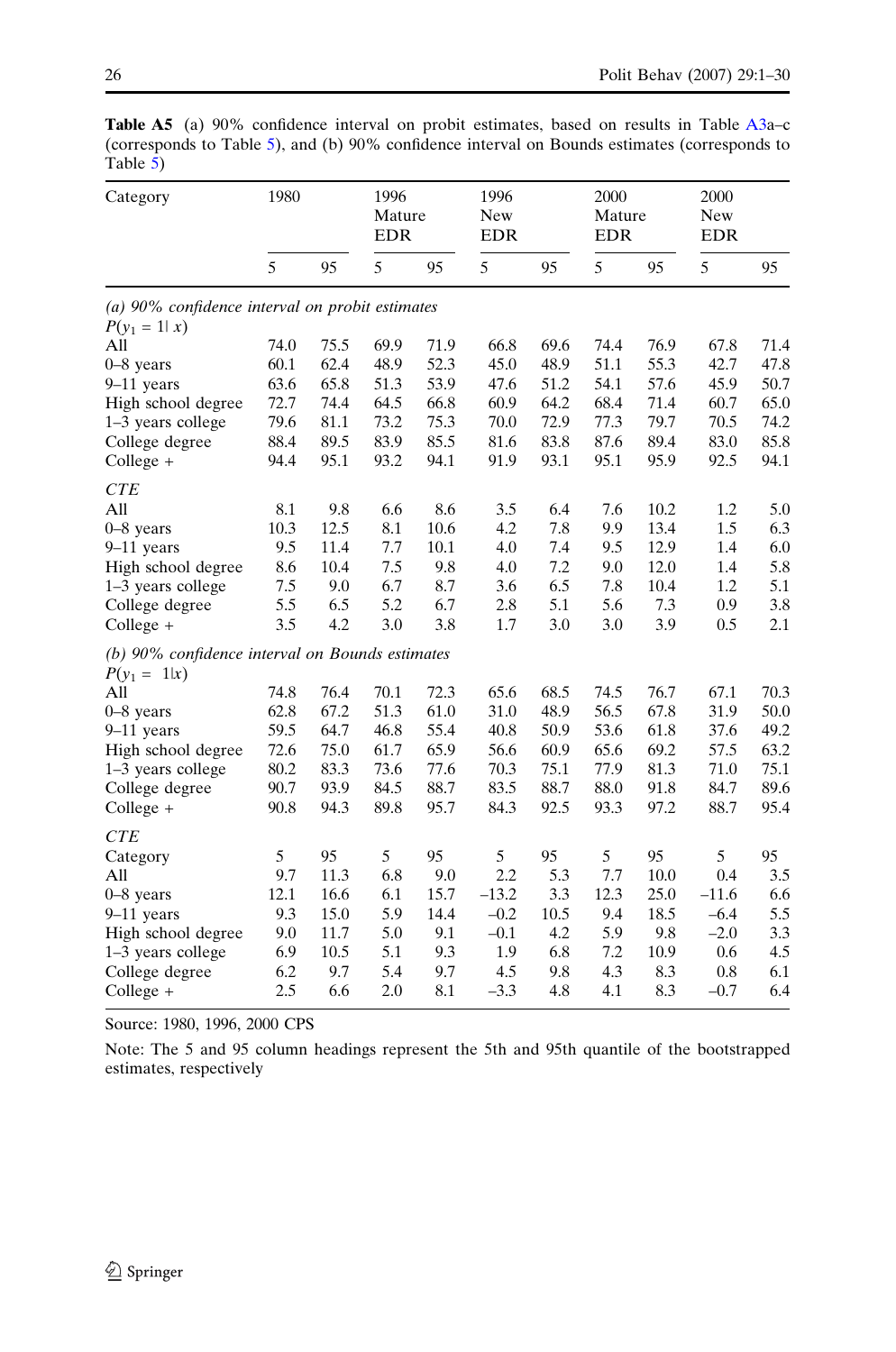**Table A5** (a) 90% confidence interval on probit estimates, based on results in Table A3a–c (corresponds to Table 5), and (b) 90% confidence interval on Bounds estimates (corresponds to Table 5)

| Category | 1980 | | 1996 Mature EDR | | 1996 New EDR | | 2000 Mature EDR | | 2000 New EDR | |
|---|---|---|---|---|---|---|---|---|---|---|
| | 5 | 95 | 5 | 95 | 5 | 95 | 5 | 95 | 5 | 95 |
| *(a) 90% confidence interval on probit estimates* | | | | | | | | | | |
| $P(y_1 = 1 \mid x)$ | | | | | | | | | | |
| All | 74.0 | 75.5 | 69.9 | 71.9 | 66.8 | 69.6 | 74.4 | 76.9 | 67.8 | 71.4 |
| 0–8 years | 60.1 | 62.4 | 48.9 | 52.3 | 45.0 | 48.9 | 51.1 | 55.3 | 42.7 | 47.8 |
| 9–11 years | 63.6 | 65.8 | 51.3 | 53.9 | 47.6 | 51.2 | 54.1 | 57.6 | 45.9 | 50.7 |
| High school degree | 72.7 | 74.4 | 64.5 | 66.8 | 60.9 | 64.2 | 68.4 | 71.4 | 60.7 | 65.0 |
| 1–3 years college | 79.6 | 81.1 | 73.2 | 75.3 | 70.0 | 72.9 | 77.3 | 79.7 | 70.5 | 74.2 |
| College degree | 88.4 | 89.5 | 83.9 | 85.5 | 81.6 | 83.8 | 87.6 | 89.4 | 83.0 | 85.8 |
| College + | 94.4 | 95.1 | 93.2 | 94.1 | 91.9 | 93.1 | 95.1 | 95.9 | 92.5 | 94.1 |
| *CTE* | | | | | | | | | | |
| All | 8.1 | 9.8 | 6.6 | 8.6 | 3.5 | 6.4 | 7.6 | 10.2 | 1.2 | 5.0 |
| 0–8 years | 10.3 | 12.5 | 8.1 | 10.6 | 4.2 | 7.8 | 9.9 | 13.4 | 1.5 | 6.3 |
| 9–11 years | 9.5 | 11.4 | 7.7 | 10.1 | 4.0 | 7.4 | 9.5 | 12.9 | 1.4 | 6.0 |
| High school degree | 8.6 | 10.4 | 7.5 | 9.8 | 4.0 | 7.2 | 9.0 | 12.0 | 1.4 | 5.8 |
| 1–3 years college | 7.5 | 9.0 | 6.7 | 8.7 | 3.6 | 6.5 | 7.8 | 10.4 | 1.2 | 5.1 |
| College degree | 5.5 | 6.5 | 5.2 | 6.7 | 2.8 | 5.1 | 5.6 | 7.3 | 0.9 | 3.8 |
| College + | 3.5 | 4.2 | 3.0 | 3.8 | 1.7 | 3.0 | 3.0 | 3.9 | 0.5 | 2.1 |
| *(b) 90% confidence interval on Bounds estimates* | | | | | | | | | | |
| $P(y_1 = 1 \mid x)$ | | | | | | | | | | |
| All | 74.8 | 76.4 | 70.1 | 72.3 | 65.6 | 68.5 | 74.5 | 76.7 | 67.1 | 70.3 |
| 0–8 years | 62.8 | 67.2 | 51.3 | 61.0 | 31.0 | 48.9 | 56.5 | 67.8 | 31.9 | 50.0 |
| 9–11 years | 59.5 | 64.7 | 46.8 | 55.4 | 40.8 | 50.9 | 53.6 | 61.8 | 37.6 | 49.2 |
| High school degree | 72.6 | 75.0 | 61.7 | 65.9 | 56.6 | 60.9 | 65.6 | 69.2 | 57.5 | 63.2 |
| 1–3 years college | 80.2 | 83.3 | 73.6 | 77.6 | 70.3 | 75.1 | 77.9 | 81.3 | 71.0 | 75.1 |
| College degree | 90.7 | 93.9 | 84.5 | 88.7 | 83.5 | 88.7 | 88.0 | 91.8 | 84.7 | 89.6 |
| College + | 90.8 | 94.3 | 89.8 | 95.7 | 84.3 | 92.5 | 93.3 | 97.2 | 88.7 | 95.4 |
| *CTE* | | | | | | | | | | |
| Category | 5 | 95 | 5 | 95 | 5 | 95 | 5 | 95 | 5 | 95 |
| All | 9.7 | 11.3 | 6.8 | 9.0 | 2.2 | 5.3 | 7.7 | 10.0 | 0.4 | 3.5 |
| 0–8 years | 12.1 | 16.6 | 6.1 | 15.7 | –13.2 | 3.3 | 12.3 | 25.0 | –11.6 | 6.6 |
| 9–11 years | 9.3 | 15.0 | 5.9 | 14.4 | –0.2 | 10.5 | 9.4 | 18.5 | –6.4 | 5.5 |
| High school degree | 9.0 | 11.7 | 5.0 | 9.1 | –0.1 | 4.2 | 5.9 | 9.8 | –2.0 | 3.3 |
| 1–3 years college | 6.9 | 10.5 | 5.1 | 9.3 | 1.9 | 6.8 | 7.2 | 10.9 | 0.6 | 4.5 |
| College degree | 6.2 | 9.7 | 5.4 | 9.7 | 4.5 | 9.8 | 4.3 | 8.3 | 0.8 | 6.1 |
| College + | 2.5 | 6.6 | 2.0 | 8.1 | –3.3 | 4.8 | 4.1 | 8.3 | –0.7 | 6.4 |

Source: 1980, 1996, 2000 CPS

Note: The 5 and 95 column headings represent the 5th and 95th quantile of the bootstrapped estimates, respectively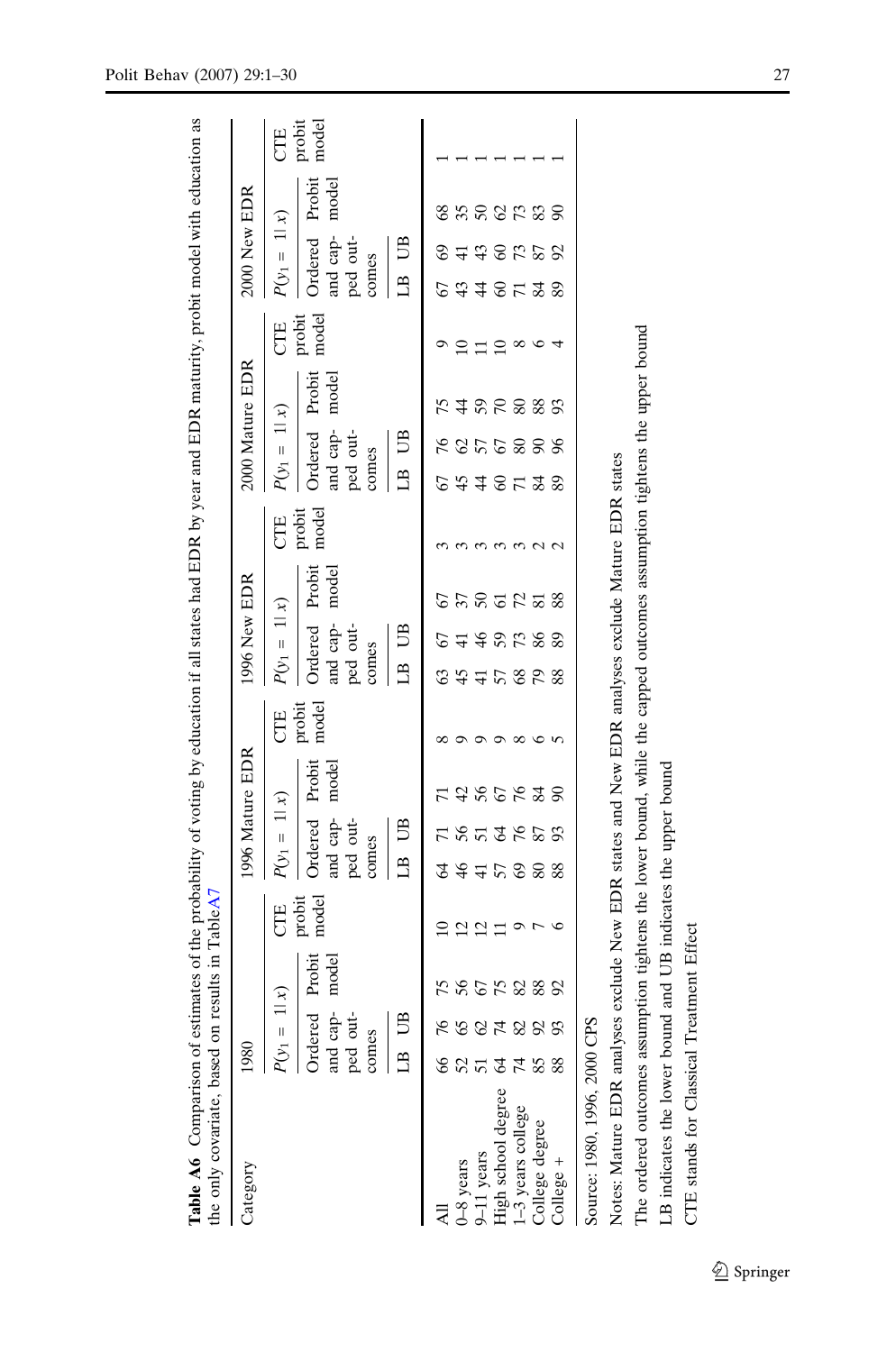**Table A6** Comparison of estimates of the probability of voting by education if all states had EDR by year and EDR maturity, probit model with education as the only covariate, based on results in Table A7

| Category | 1980 | | | | 1996 Mature EDR | | | | 1996 New EDR | | | | 2000 Mature EDR | | | | 2000 New EDR | | | |
|---|---|---|---|---|---|---|---|---|---|---|---|---|---|---|---|---|---|---|---|---|
| | $P(y_1 = 1\mid x)$ | | | CTE probit model | $P(y_1 = 1\mid x)$ | | | CTE probit model | $P(y_1 = 1\mid x)$ | | | CTE probit model | $P(y_1 = 1\mid x)$ | | | CTE probit model | $P(y_1 = 1\mid x)$ | | | CTE probit model |
| | Ordered and capped outcomes | | Probit model | | Ordered and capped outcomes | | Probit model | | Ordered and capped outcomes | | Probit model | | Ordered and capped outcomes | | Probit model | | Ordered and capped outcomes | | Probit model | |
| | LB | UB | | | LB | UB | | | LB | UB | | | LB | UB | | | LB | UB | | |
| All | 66 | 76 | 75 | 10 | 64 | 71 | 71 | 8 | 63 | 67 | 67 | 3 | 67 | 76 | 75 | 9 | 67 | 69 | 68 | 1 |
| 0–8 years | 52 | 65 | 56 | 12 | 46 | 56 | 42 | 9 | 45 | 41 | 37 | 3 | 45 | 62 | 44 | 10 | 43 | 41 | 35 | 1 |
| 9–11 years | 51 | 62 | 67 | 12 | 41 | 51 | 56 | 9 | 41 | 46 | 50 | 3 | 44 | 57 | 59 | 11 | 44 | 43 | 50 | 1 |
| High school degree | 64 | 74 | 75 | 11 | 57 | 64 | 67 | 9 | 57 | 59 | 61 | 3 | 60 | 67 | 70 | 10 | 60 | 60 | 62 | 1 |
| 1–3 years college | 74 | 82 | 82 | 9 | 69 | 76 | 76 | 8 | 68 | 73 | 72 | 3 | 71 | 80 | 80 | 8 | 71 | 73 | 73 | 1 |
| College degree | 85 | 92 | 88 | 7 | 80 | 87 | 84 | 6 | 79 | 86 | 81 | 2 | 84 | 90 | 88 | 6 | 84 | 87 | 83 | 1 |
| College + | 88 | 93 | 92 | 6 | 88 | 93 | 90 | 5 | 88 | 89 | 88 | 2 | 89 | 96 | 93 | 4 | 89 | 92 | 90 | 1 |

Source: 1980, 1996, 2000 CPS

Notes: Mature EDR analyses exclude New EDR states and New EDR analyses exclude Mature EDR states

The ordered outcomes assumption tightens the lower bound, while the capped outcomes assumption tightens the upper bound

LB indicates the lower bound and UB indicates the upper bound

CTE stands for Classical Treatment Effect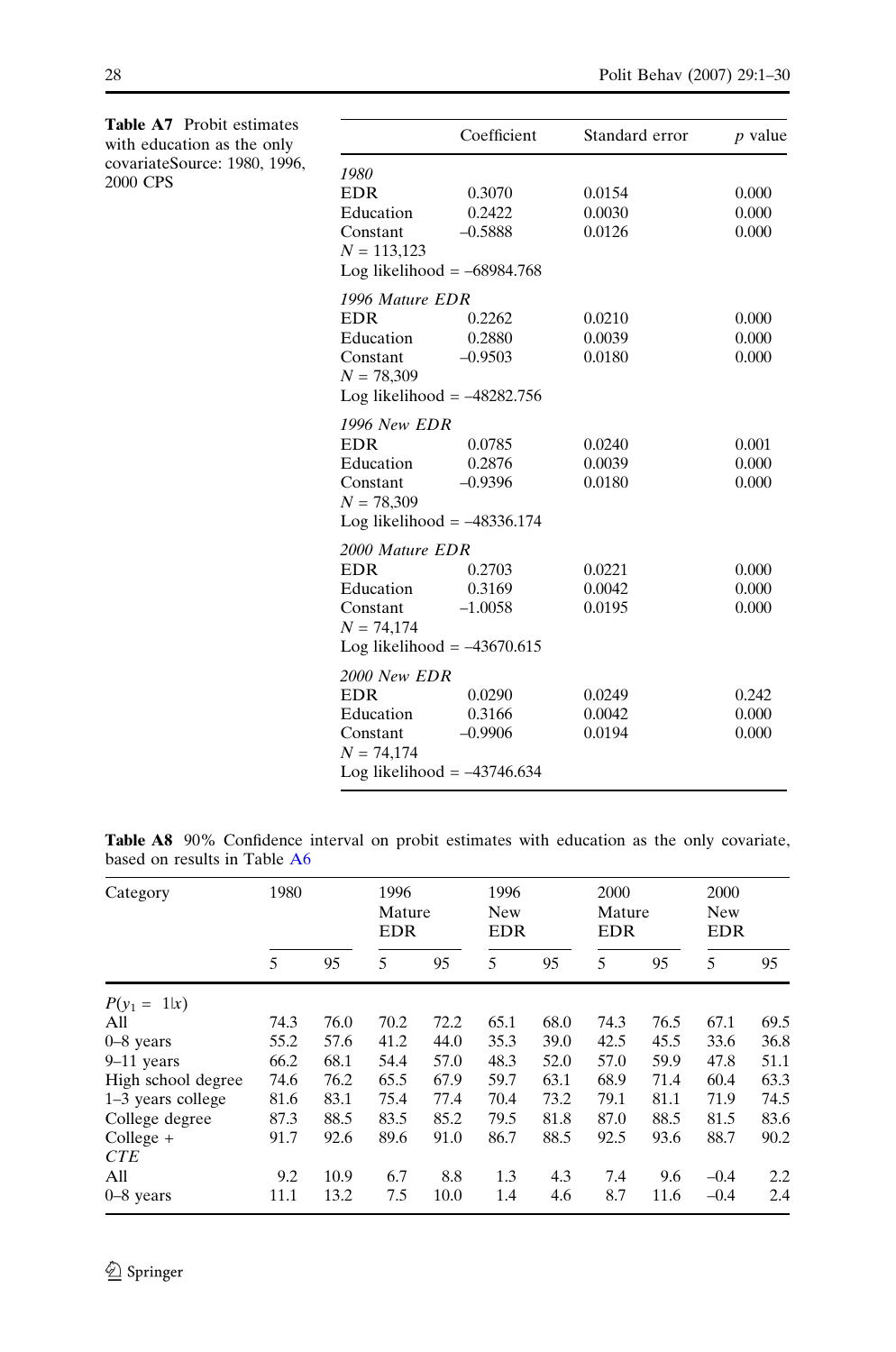**Table A7** Probit estimates with education as the only covariateSource: 1980, 1996, 2000 CPS

| | Coefficient | Standard error | *p* value |
|---|---|---|---|
| *1980* | | | |
| EDR | 0.3070 | 0.0154 | 0.000 |
| Education | 0.2422 | 0.0030 | 0.000 |
| Constant | –0.5888 | 0.0126 | 0.000 |
| $N = 113{,}123$ | | | |
| Log likelihood = –68984.768 | | | |
| *1996 Mature EDR* | | | |
| EDR | 0.2262 | 0.0210 | 0.000 |
| Education | 0.2880 | 0.0039 | 0.000 |
| Constant | –0.9503 | 0.0180 | 0.000 |
| $N = 78{,}309$ | | | |
| Log likelihood = –48282.756 | | | |
| *1996 New EDR* | | | |
| EDR | 0.0785 | 0.0240 | 0.001 |
| Education | 0.2876 | 0.0039 | 0.000 |
| Constant | –0.9396 | 0.0180 | 0.000 |
| $N = 78{,}309$ | | | |
| Log likelihood = –48336.174 | | | |
| *2000 Mature EDR* | | | |
| EDR | 0.2703 | 0.0221 | 0.000 |
| Education | 0.3169 | 0.0042 | 0.000 |
| Constant | –1.0058 | 0.0195 | 0.000 |
| $N = 74{,}174$ | | | |
| Log likelihood = –43670.615 | | | |
| *2000 New EDR* | | | |
| EDR | 0.0290 | 0.0249 | 0.242 |
| Education | 0.3166 | 0.0042 | 0.000 |
| Constant | –0.9906 | 0.0194 | 0.000 |
| $N = 74{,}174$ | | | |
| Log likelihood = –43746.634 | | | |

**Table A8** 90% Confidence interval on probit estimates with education as the only covariate, based on results in Table A6

| Category | 1980 | | 1996 Mature EDR | | 1996 New EDR | | 2000 Mature EDR | | 2000 New EDR | |
|---|---|---|---|---|---|---|---|---|---|---|
| | 5 | 95 | 5 | 95 | 5 | 95 | 5 | 95 | 5 | 95 |
| $P(y_1 = 1\|x)$ | | | | | | | | | | |
| All | 74.3 | 76.0 | 70.2 | 72.2 | 65.1 | 68.0 | 74.3 | 76.5 | 67.1 | 69.5 |
| 0–8 years | 55.2 | 57.6 | 41.2 | 44.0 | 35.3 | 39.0 | 42.5 | 45.5 | 33.6 | 36.8 |
| 9–11 years | 66.2 | 68.1 | 54.4 | 57.0 | 48.3 | 52.0 | 57.0 | 59.9 | 47.8 | 51.1 |
| High school degree | 74.6 | 76.2 | 65.5 | 67.9 | 59.7 | 63.1 | 68.9 | 71.4 | 60.4 | 63.3 |
| 1–3 years college | 81.6 | 83.1 | 75.4 | 77.4 | 70.4 | 73.2 | 79.1 | 81.1 | 71.9 | 74.5 |
| College degree | 87.3 | 88.5 | 83.5 | 85.2 | 79.5 | 81.8 | 87.0 | 88.5 | 81.5 | 83.6 |
| College + | 91.7 | 92.6 | 89.6 | 91.0 | 86.7 | 88.5 | 92.5 | 93.6 | 88.7 | 90.2 |
| *CTE* | | | | | | | | | | |
| All | 9.2 | 10.9 | 6.7 | 8.8 | 1.3 | 4.3 | 7.4 | 9.6 | –0.4 | 2.2 |
| 0–8 years | 11.1 | 13.2 | 7.5 | 10.0 | 1.4 | 4.6 | 8.7 | 11.6 | –0.4 | 2.4 |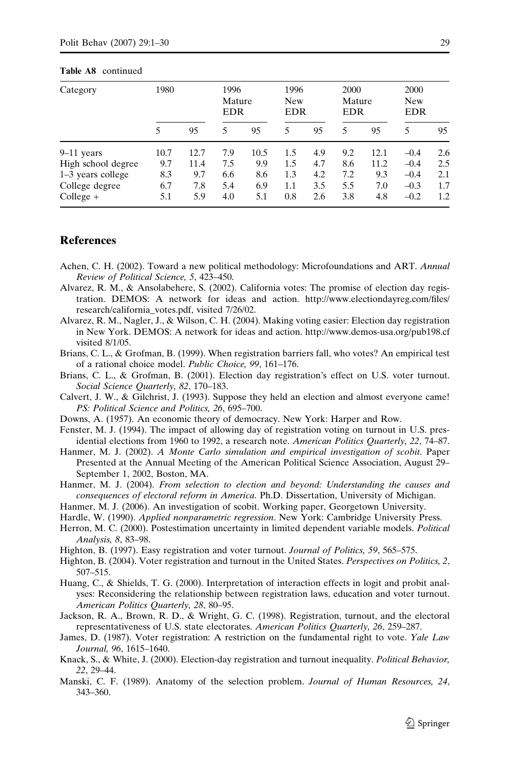**Table A8** continued

| Category | 1980 | | 1996 Mature EDR | | 1996 New EDR | | 2000 Mature EDR | | 2000 New EDR | |
|---|---|---|---|---|---|---|---|---|---|---|
| | 5 | 95 | 5 | 95 | 5 | 95 | 5 | 95 | 5 | 95 |
| 9–11 years | 10.7 | 12.7 | 7.9 | 10.5 | 1.5 | 4.9 | 9.2 | 12.1 | –0.4 | 2.6 |
| High school degree | 9.7 | 11.4 | 7.5 | 9.9 | 1.5 | 4.7 | 8.6 | 11.2 | –0.4 | 2.5 |
| 1–3 years college | 8.3 | 9.7 | 6.6 | 8.6 | 1.3 | 4.2 | 7.2 | 9.3 | –0.4 | 2.1 |
| College degree | 6.7 | 7.8 | 5.4 | 6.9 | 1.1 | 3.5 | 5.5 | 7.0 | –0.3 | 1.7 |
| College + | 5.1 | 5.9 | 4.0 | 5.1 | 0.8 | 2.6 | 3.8 | 4.8 | –0.2 | 1.2 |

## References

Achen, C. H. (2002). Toward a new political methodology: Microfoundations and ART. *Annual Review of Political Science, 5*, 423–450.

Alvarez, R. M., & Ansolabehere, S. (2002). California votes: The promise of election day registration. DEMOS: A network for ideas and action. http://www.electiondayreg.com/files/research/california_votes.pdf, visited 7/26/02.

Alvarez, R. M., Nagler, J., & Wilson, C. H. (2004). Making voting easier: Election day registration in New York. DEMOS: A network for ideas and action. http://www.demos-usa.org/pub198.cf visited 8/1/05.

Brians, C. L., & Grofman, B. (1999). When registration barriers fall, who votes? An empirical test of a rational choice model. *Public Choice, 99*, 161–176.

Brians, C. L., & Grofman, B. (2001). Election day registration's effect on U.S. voter turnout. *Social Science Quarterly, 82*, 170–183.

Calvert, J. W., & Gilchrist, J. (1993). Suppose they held an election and almost everyone came! *PS: Political Science and Politics, 26*, 695–700.

Downs, A. (1957). An economic theory of democracy. New York: Harper and Row.

Fenster, M. J. (1994). The impact of allowing day of registration voting on turnout in U.S. presidential elections from 1960 to 1992, a research note. *American Politics Quarterly, 22*, 74–87.

Hanmer, M. J. (2002). *A Monte Carlo simulation and empirical investigation of scobit*. Paper Presented at the Annual Meeting of the American Political Science Association, August 29–September 1, 2002, Boston, MA.

Hanmer, M. J. (2004). *From selection to election and beyond: Understanding the causes and consequences of electoral reform in America*. Ph.D. Dissertation, University of Michigan.

Hanmer, M. J. (2006). An investigation of scobit. Working paper, Georgetown University.

Hardle, W. (1990). *Applied nonparametric regression*. New York: Cambridge University Press.

Herron, M. C. (2000). Postestimation uncertainty in limited dependent variable models. *Political Analysis, 8*, 83–98.

Highton, B. (1997). Easy registration and voter turnout. *Journal of Politics, 59*, 565–575.

Highton, B. (2004). Voter registration and turnout in the United States. *Perspectives on Politics, 2*, 507–515.

Huang, C., & Shields, T. G. (2000). Interpretation of interaction effects in logit and probit analyses: Reconsidering the relationship between registration laws, education and voter turnout. *American Politics Quarterly, 28*, 80–95.

Jackson, R. A., Brown, R. D., & Wright, G. C. (1998). Registration, turnout, and the electoral representativeness of U.S. state electorates. *American Politics Quarterly, 26*, 259–287.

James, D. (1987). Voter registration: A restriction on the fundamental right to vote. *Yale Law Journal, 96*, 1615–1640.

Knack, S., & White, J. (2000). Election-day registration and turnout inequality. *Political Behavior, 22*, 29–44.

Manski, C. F. (1989). Anatomy of the selection problem. *Journal of Human Resources, 24*, 343–360.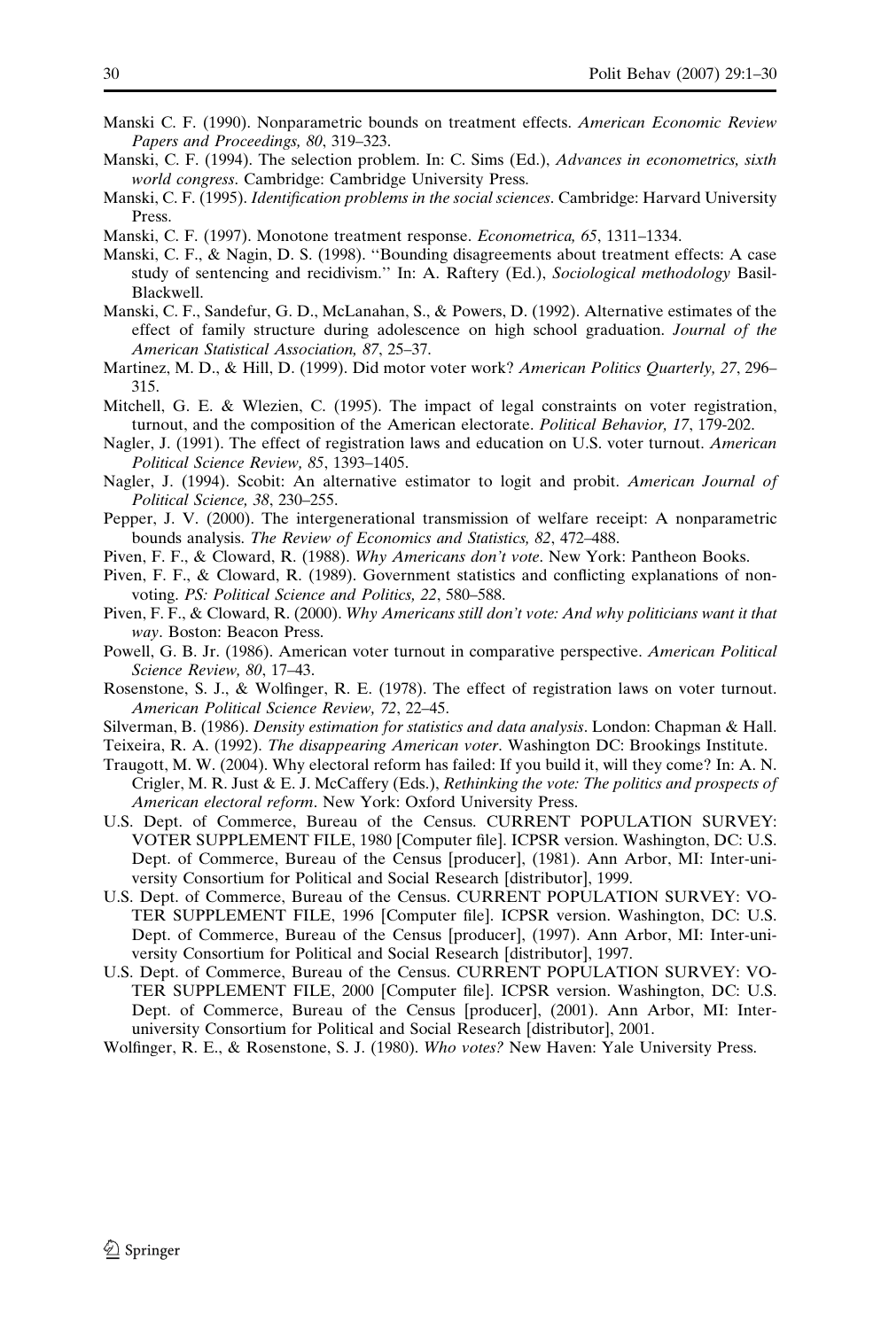Manski C. F. (1990). Nonparametric bounds on treatment effects. *American Economic Review Papers and Proceedings, 80*, 319–323.

Manski, C. F. (1994). The selection problem. In: C. Sims (Ed.), *Advances in econometrics, sixth world congress*. Cambridge: Cambridge University Press.

Manski, C. F. (1995). *Identification problems in the social sciences*. Cambridge: Harvard University Press.

Manski, C. F. (1997). Monotone treatment response. *Econometrica, 65*, 1311–1334.

Manski, C. F., & Nagin, D. S. (1998). ''Bounding disagreements about treatment effects: A case study of sentencing and recidivism.'' In: A. Raftery (Ed.), *Sociological methodology* Basil-Blackwell.

Manski, C. F., Sandefur, G. D., McLanahan, S., & Powers, D. (1992). Alternative estimates of the effect of family structure during adolescence on high school graduation. *Journal of the American Statistical Association, 87*, 25–37.

Martinez, M. D., & Hill, D. (1999). Did motor voter work? *American Politics Quarterly, 27*, 296–315.

Mitchell, G. E. & Wlezien, C. (1995). The impact of legal constraints on voter registration, turnout, and the composition of the American electorate. *Political Behavior, 17*, 179-202.

Nagler, J. (1991). The effect of registration laws and education on U.S. voter turnout. *American Political Science Review, 85*, 1393–1405.

Nagler, J. (1994). Scobit: An alternative estimator to logit and probit. *American Journal of Political Science, 38*, 230–255.

Pepper, J. V. (2000). The intergenerational transmission of welfare receipt: A nonparametric bounds analysis. *The Review of Economics and Statistics, 82*, 472–488.

Piven, F. F., & Cloward, R. (1988). *Why Americans don't vote*. New York: Pantheon Books.

Piven, F. F., & Cloward, R. (1989). Government statistics and conflicting explanations of non-voting. *PS: Political Science and Politics, 22*, 580–588.

Piven, F. F., & Cloward, R. (2000). *Why Americans still don't vote: And why politicians want it that way*. Boston: Beacon Press.

Powell, G. B. Jr. (1986). American voter turnout in comparative perspective. *American Political Science Review, 80*, 17–43.

Rosenstone, S. J., & Wolfinger, R. E. (1978). The effect of registration laws on voter turnout. *American Political Science Review, 72*, 22–45.

Silverman, B. (1986). *Density estimation for statistics and data analysis*. London: Chapman & Hall.

Teixeira, R. A. (1992). *The disappearing American voter*. Washington DC: Brookings Institute.

Traugott, M. W. (2004). Why electoral reform has failed: If you build it, will they come? In: A. N. Crigler, M. R. Just & E. J. McCaffery (Eds.), *Rethinking the vote: The politics and prospects of American electoral reform*. New York: Oxford University Press.

U.S. Dept. of Commerce, Bureau of the Census. CURRENT POPULATION SURVEY: VOTER SUPPLEMENT FILE, 1980 [Computer file]. ICPSR version. Washington, DC: U.S. Dept. of Commerce, Bureau of the Census [producer], (1981). Ann Arbor, MI: Inter-university Consortium for Political and Social Research [distributor], 1999.

U.S. Dept. of Commerce, Bureau of the Census. CURRENT POPULATION SURVEY: VOTER SUPPLEMENT FILE, 1996 [Computer file]. ICPSR version. Washington, DC: U.S. Dept. of Commerce, Bureau of the Census [producer], (1997). Ann Arbor, MI: Inter-university Consortium for Political and Social Research [distributor], 1997.

U.S. Dept. of Commerce, Bureau of the Census. CURRENT POPULATION SURVEY: VOTER SUPPLEMENT FILE, 2000 [Computer file]. ICPSR version. Washington, DC: U.S. Dept. of Commerce, Bureau of the Census [producer], (2001). Ann Arbor, MI: Inter-university Consortium for Political and Social Research [distributor], 2001.

Wolfinger, R. E., & Rosenstone, S. J. (1980). *Who votes?* New Haven: Yale University Press.